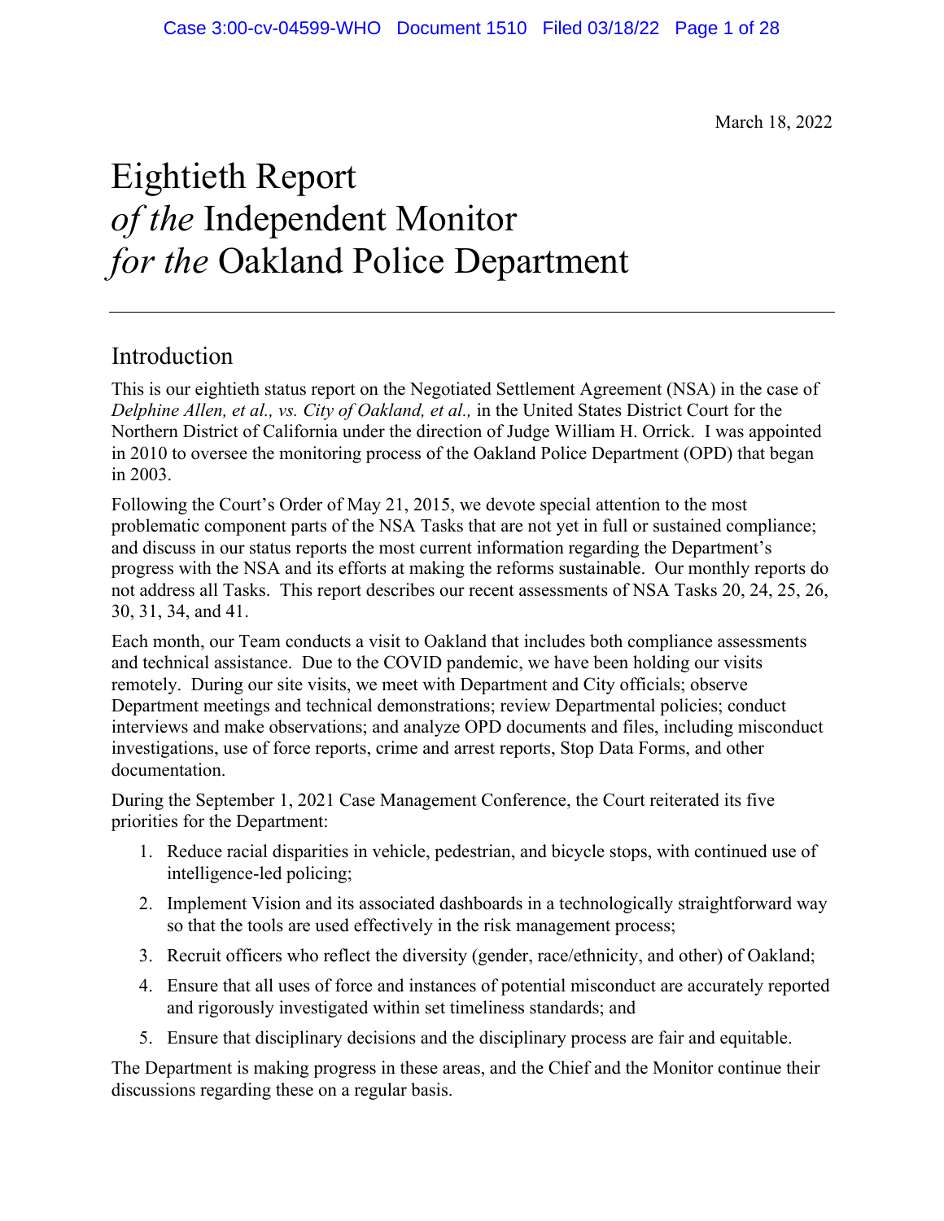March 18, 2022

# Eightieth Report *of the* Independent Monitor *for the* Oakland Police Department

## Introduction

This is our eightieth status report on the Negotiated Settlement Agreement (NSA) in the case of *Delphine Allen, et al., vs. City of Oakland, et al.,* in the United States District Court for the Northern District of California under the direction of Judge William H. Orrick. I was appointed in 2010 to oversee the monitoring process of the Oakland Police Department (OPD) that began in 2003.

Following the Court's Order of May 21, 2015, we devote special attention to the most problematic component parts of the NSA Tasks that are not yet in full or sustained compliance; and discuss in our status reports the most current information regarding the Department's progress with the NSA and its efforts at making the reforms sustainable. Our monthly reports do not address all Tasks. This report describes our recent assessments of NSA Tasks 20, 24, 25, 26, 30, 31, 34, and 41.

Each month, our Team conducts a visit to Oakland that includes both compliance assessments and technical assistance. Due to the COVID pandemic, we have been holding our visits remotely. During our site visits, we meet with Department and City officials; observe Department meetings and technical demonstrations; review Departmental policies; conduct interviews and make observations; and analyze OPD documents and files, including misconduct investigations, use of force reports, crime and arrest reports, Stop Data Forms, and other documentation.

During the September 1, 2021 Case Management Conference, the Court reiterated its five priorities for the Department:

1. Reduce racial disparities in vehicle, pedestrian, and bicycle stops, with continued use of intelligence-led policing;
2. Implement Vision and its associated dashboards in a technologically straightforward way so that the tools are used effectively in the risk management process;
3. Recruit officers who reflect the diversity (gender, race/ethnicity, and other) of Oakland;
4. Ensure that all uses of force and instances of potential misconduct are accurately reported and rigorously investigated within set timeliness standards; and
5. Ensure that disciplinary decisions and the disciplinary process are fair and equitable.

The Department is making progress in these areas, and the Chief and the Monitor continue their discussions regarding these on a regular basis.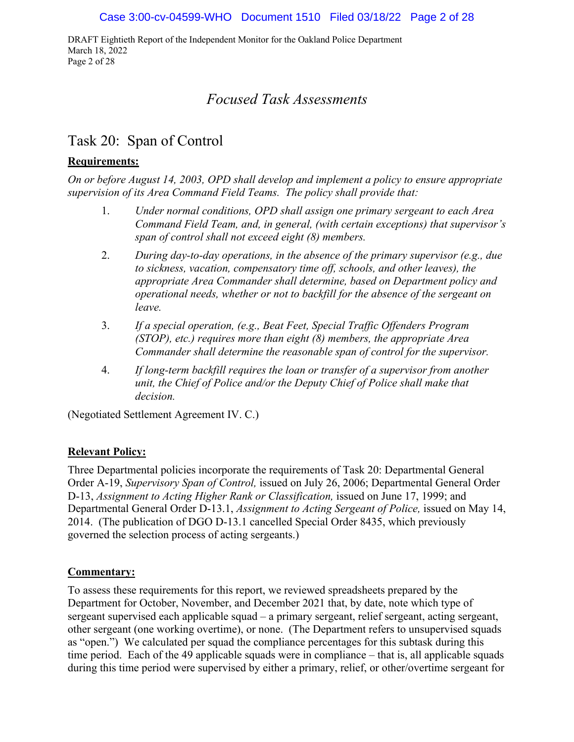# *Focused Task Assessments*

## Task 20: Span of Control

**Requirements:**

*On or before August 14, 2003, OPD shall develop and implement a policy to ensure appropriate supervision of its Area Command Field Teams. The policy shall provide that:*

1. *Under normal conditions, OPD shall assign one primary sergeant to each Area Command Field Team, and, in general, (with certain exceptions) that supervisor's span of control shall not exceed eight (8) members.*
2. *During day-to-day operations, in the absence of the primary supervisor (e.g., due to sickness, vacation, compensatory time off, schools, and other leaves), the appropriate Area Commander shall determine, based on Department policy and operational needs, whether or not to backfill for the absence of the sergeant on leave.*
3. *If a special operation, (e.g., Beat Feet, Special Traffic Offenders Program (STOP), etc.) requires more than eight (8) members, the appropriate Area Commander shall determine the reasonable span of control for the supervisor.*
4. *If long-term backfill requires the loan or transfer of a supervisor from another unit, the Chief of Police and/or the Deputy Chief of Police shall make that decision.*

(Negotiated Settlement Agreement IV. C.)

**Relevant Policy:**

Three Departmental policies incorporate the requirements of Task 20: Departmental General Order A-19, *Supervisory Span of Control,* issued on July 26, 2006; Departmental General Order D-13, *Assignment to Acting Higher Rank or Classification,* issued on June 17, 1999; and Departmental General Order D-13.1, *Assignment to Acting Sergeant of Police,* issued on May 14, 2014. (The publication of DGO D-13.1 cancelled Special Order 8435, which previously governed the selection process of acting sergeants.)

**Commentary:**

To assess these requirements for this report, we reviewed spreadsheets prepared by the Department for October, November, and December 2021 that, by date, note which type of sergeant supervised each applicable squad – a primary sergeant, relief sergeant, acting sergeant, other sergeant (one working overtime), or none. (The Department refers to unsupervised squads as "open.") We calculated per squad the compliance percentages for this subtask during this time period. Each of the 49 applicable squads were in compliance – that is, all applicable squads during this time period were supervised by either a primary, relief, or other/overtime sergeant for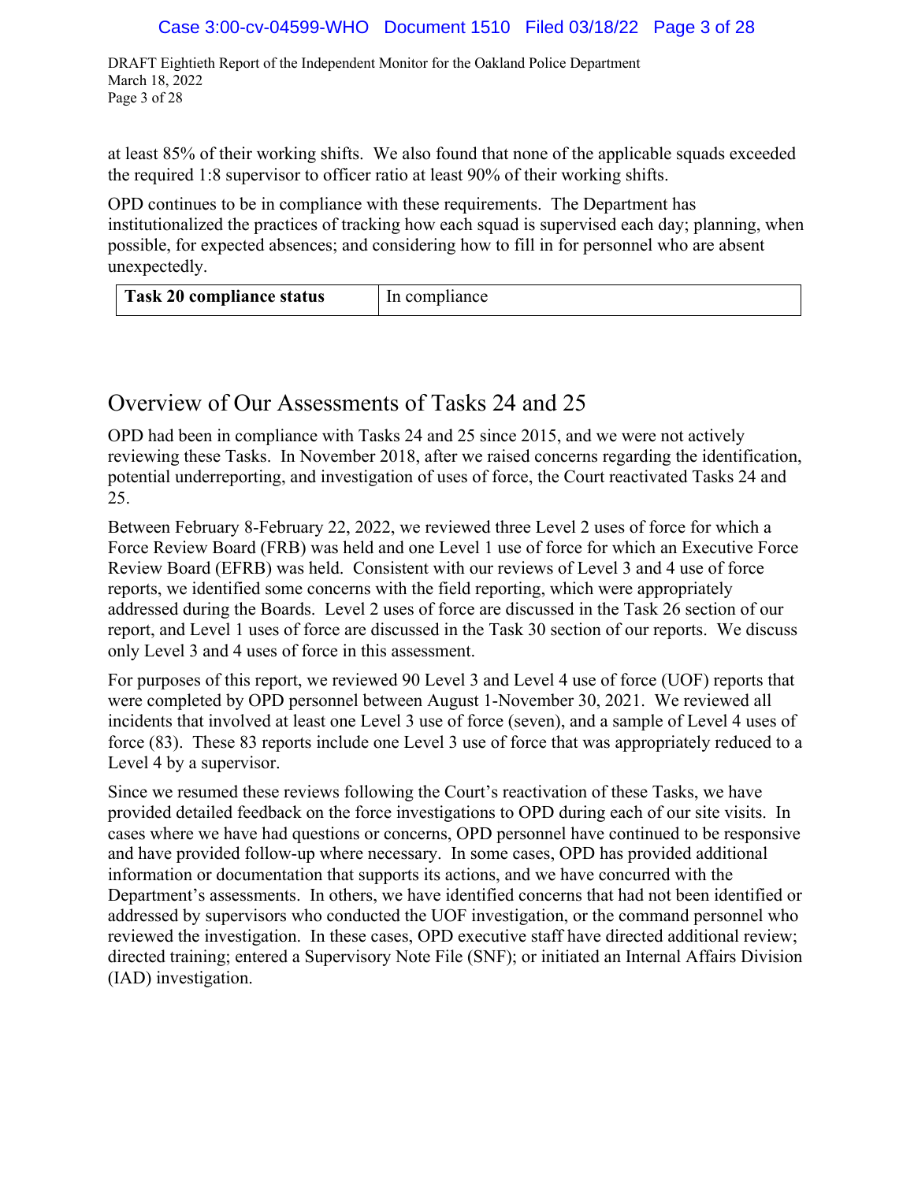at least 85% of their working shifts. We also found that none of the applicable squads exceeded the required 1:8 supervisor to officer ratio at least 90% of their working shifts.

OPD continues to be in compliance with these requirements. The Department has institutionalized the practices of tracking how each squad is supervised each day; planning, when possible, for expected absences; and considering how to fill in for personnel who are absent unexpectedly.

| **Task 20 compliance status** | In compliance |
|---|---|

## Overview of Our Assessments of Tasks 24 and 25

OPD had been in compliance with Tasks 24 and 25 since 2015, and we were not actively reviewing these Tasks. In November 2018, after we raised concerns regarding the identification, potential underreporting, and investigation of uses of force, the Court reactivated Tasks 24 and 25.

Between February 8-February 22, 2022, we reviewed three Level 2 uses of force for which a Force Review Board (FRB) was held and one Level 1 use of force for which an Executive Force Review Board (EFRB) was held. Consistent with our reviews of Level 3 and 4 use of force reports, we identified some concerns with the field reporting, which were appropriately addressed during the Boards. Level 2 uses of force are discussed in the Task 26 section of our report, and Level 1 uses of force are discussed in the Task 30 section of our reports. We discuss only Level 3 and 4 uses of force in this assessment.

For purposes of this report, we reviewed 90 Level 3 and Level 4 use of force (UOF) reports that were completed by OPD personnel between August 1-November 30, 2021. We reviewed all incidents that involved at least one Level 3 use of force (seven), and a sample of Level 4 uses of force (83). These 83 reports include one Level 3 use of force that was appropriately reduced to a Level 4 by a supervisor.

Since we resumed these reviews following the Court's reactivation of these Tasks, we have provided detailed feedback on the force investigations to OPD during each of our site visits. In cases where we have had questions or concerns, OPD personnel have continued to be responsive and have provided follow-up where necessary. In some cases, OPD has provided additional information or documentation that supports its actions, and we have concurred with the Department's assessments. In others, we have identified concerns that had not been identified or addressed by supervisors who conducted the UOF investigation, or the command personnel who reviewed the investigation. In these cases, OPD executive staff have directed additional review; directed training; entered a Supervisory Note File (SNF); or initiated an Internal Affairs Division (IAD) investigation.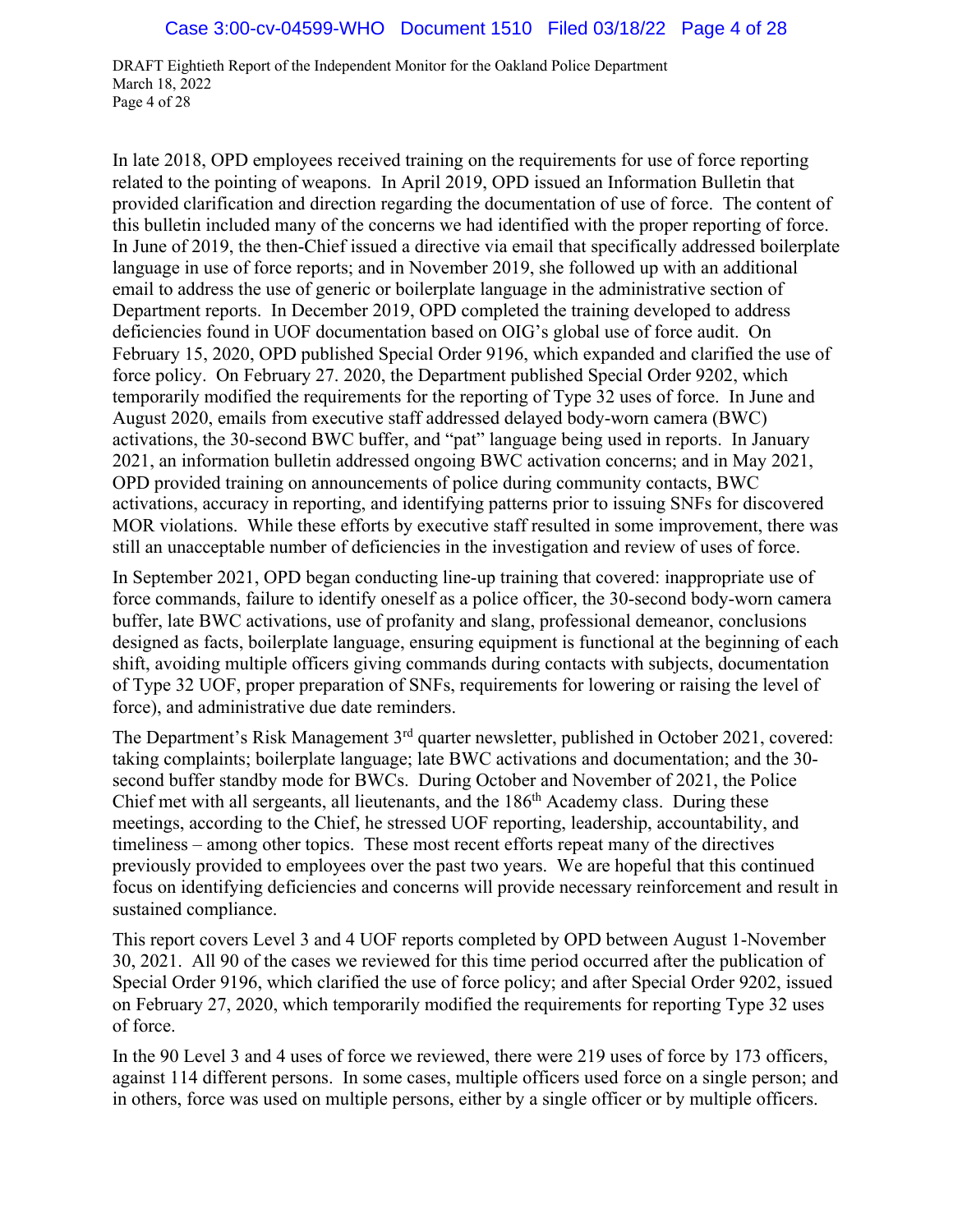In late 2018, OPD employees received training on the requirements for use of force reporting related to the pointing of weapons. In April 2019, OPD issued an Information Bulletin that provided clarification and direction regarding the documentation of use of force. The content of this bulletin included many of the concerns we had identified with the proper reporting of force. In June of 2019, the then-Chief issued a directive via email that specifically addressed boilerplate language in use of force reports; and in November 2019, she followed up with an additional email to address the use of generic or boilerplate language in the administrative section of Department reports. In December 2019, OPD completed the training developed to address deficiencies found in UOF documentation based on OIG's global use of force audit. On February 15, 2020, OPD published Special Order 9196, which expanded and clarified the use of force policy. On February 27. 2020, the Department published Special Order 9202, which temporarily modified the requirements for the reporting of Type 32 uses of force. In June and August 2020, emails from executive staff addressed delayed body-worn camera (BWC) activations, the 30-second BWC buffer, and "pat" language being used in reports. In January 2021, an information bulletin addressed ongoing BWC activation concerns; and in May 2021, OPD provided training on announcements of police during community contacts, BWC activations, accuracy in reporting, and identifying patterns prior to issuing SNFs for discovered MOR violations. While these efforts by executive staff resulted in some improvement, there was still an unacceptable number of deficiencies in the investigation and review of uses of force.

In September 2021, OPD began conducting line-up training that covered: inappropriate use of force commands, failure to identify oneself as a police officer, the 30-second body-worn camera buffer, late BWC activations, use of profanity and slang, professional demeanor, conclusions designed as facts, boilerplate language, ensuring equipment is functional at the beginning of each shift, avoiding multiple officers giving commands during contacts with subjects, documentation of Type 32 UOF, proper preparation of SNFs, requirements for lowering or raising the level of force), and administrative due date reminders.

The Department's Risk Management 3rd quarter newsletter, published in October 2021, covered: taking complaints; boilerplate language; late BWC activations and documentation; and the 30-second buffer standby mode for BWCs. During October and November of 2021, the Police Chief met with all sergeants, all lieutenants, and the 186th Academy class. During these meetings, according to the Chief, he stressed UOF reporting, leadership, accountability, and timeliness – among other topics. These most recent efforts repeat many of the directives previously provided to employees over the past two years. We are hopeful that this continued focus on identifying deficiencies and concerns will provide necessary reinforcement and result in sustained compliance.

This report covers Level 3 and 4 UOF reports completed by OPD between August 1-November 30, 2021. All 90 of the cases we reviewed for this time period occurred after the publication of Special Order 9196, which clarified the use of force policy; and after Special Order 9202, issued on February 27, 2020, which temporarily modified the requirements for reporting Type 32 uses of force.

In the 90 Level 3 and 4 uses of force we reviewed, there were 219 uses of force by 173 officers, against 114 different persons. In some cases, multiple officers used force on a single person; and in others, force was used on multiple persons, either by a single officer or by multiple officers.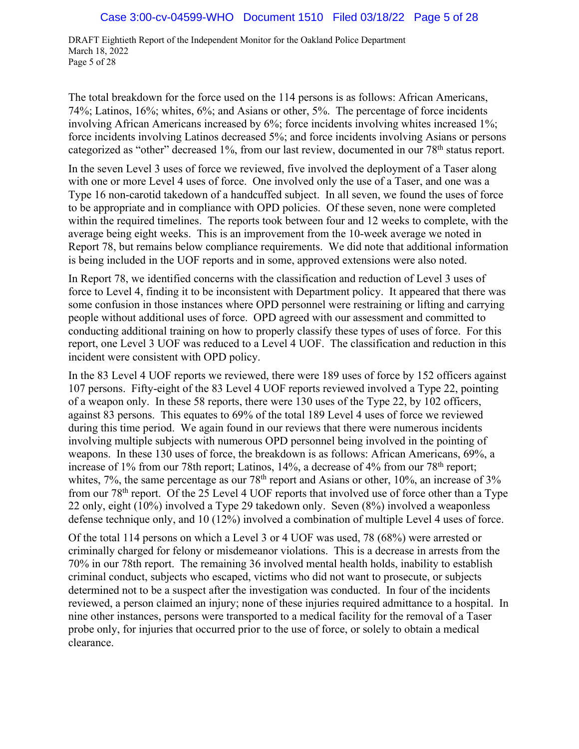The total breakdown for the force used on the 114 persons is as follows: African Americans, 74%; Latinos, 16%; whites, 6%; and Asians or other, 5%. The percentage of force incidents involving African Americans increased by 6%; force incidents involving whites increased 1%; force incidents involving Latinos decreased 5%; and force incidents involving Asians or persons categorized as "other" decreased 1%, from our last review, documented in our 78th status report.

In the seven Level 3 uses of force we reviewed, five involved the deployment of a Taser along with one or more Level 4 uses of force. One involved only the use of a Taser, and one was a Type 16 non-carotid takedown of a handcuffed subject. In all seven, we found the uses of force to be appropriate and in compliance with OPD policies. Of these seven, none were completed within the required timelines. The reports took between four and 12 weeks to complete, with the average being eight weeks. This is an improvement from the 10-week average we noted in Report 78, but remains below compliance requirements. We did note that additional information is being included in the UOF reports and in some, approved extensions were also noted.

In Report 78, we identified concerns with the classification and reduction of Level 3 uses of force to Level 4, finding it to be inconsistent with Department policy. It appeared that there was some confusion in those instances where OPD personnel were restraining or lifting and carrying people without additional uses of force. OPD agreed with our assessment and committed to conducting additional training on how to properly classify these types of uses of force. For this report, one Level 3 UOF was reduced to a Level 4 UOF. The classification and reduction in this incident were consistent with OPD policy.

In the 83 Level 4 UOF reports we reviewed, there were 189 uses of force by 152 officers against 107 persons. Fifty-eight of the 83 Level 4 UOF reports reviewed involved a Type 22, pointing of a weapon only. In these 58 reports, there were 130 uses of the Type 22, by 102 officers, against 83 persons. This equates to 69% of the total 189 Level 4 uses of force we reviewed during this time period. We again found in our reviews that there were numerous incidents involving multiple subjects with numerous OPD personnel being involved in the pointing of weapons. In these 130 uses of force, the breakdown is as follows: African Americans, 69%, a increase of 1% from our 78th report; Latinos, 14%, a decrease of 4% from our 78th report; whites, 7%, the same percentage as our 78th report and Asians or other, 10%, an increase of 3% from our 78th report. Of the 25 Level 4 UOF reports that involved use of force other than a Type 22 only, eight (10%) involved a Type 29 takedown only. Seven (8%) involved a weaponless defense technique only, and 10 (12%) involved a combination of multiple Level 4 uses of force.

Of the total 114 persons on which a Level 3 or 4 UOF was used, 78 (68%) were arrested or criminally charged for felony or misdemeanor violations. This is a decrease in arrests from the 70% in our 78th report. The remaining 36 involved mental health holds, inability to establish criminal conduct, subjects who escaped, victims who did not want to prosecute, or subjects determined not to be a suspect after the investigation was conducted. In four of the incidents reviewed, a person claimed an injury; none of these injuries required admittance to a hospital. In nine other instances, persons were transported to a medical facility for the removal of a Taser probe only, for injuries that occurred prior to the use of force, or solely to obtain a medical clearance.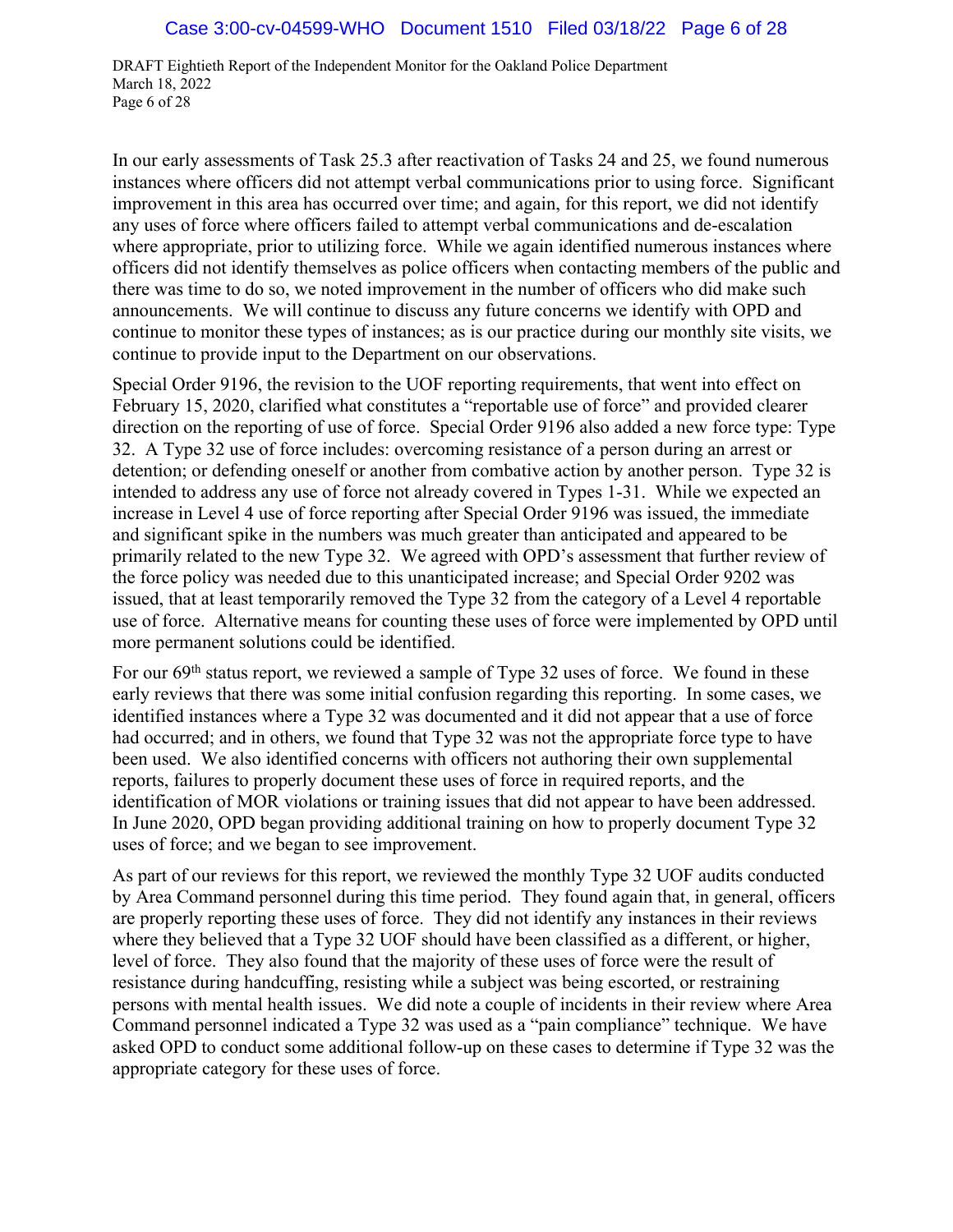In our early assessments of Task 25.3 after reactivation of Tasks 24 and 25, we found numerous instances where officers did not attempt verbal communications prior to using force. Significant improvement in this area has occurred over time; and again, for this report, we did not identify any uses of force where officers failed to attempt verbal communications and de-escalation where appropriate, prior to utilizing force. While we again identified numerous instances where officers did not identify themselves as police officers when contacting members of the public and there was time to do so, we noted improvement in the number of officers who did make such announcements. We will continue to discuss any future concerns we identify with OPD and continue to monitor these types of instances; as is our practice during our monthly site visits, we continue to provide input to the Department on our observations.

Special Order 9196, the revision to the UOF reporting requirements, that went into effect on February 15, 2020, clarified what constitutes a "reportable use of force" and provided clearer direction on the reporting of use of force. Special Order 9196 also added a new force type: Type 32. A Type 32 use of force includes: overcoming resistance of a person during an arrest or detention; or defending oneself or another from combative action by another person. Type 32 is intended to address any use of force not already covered in Types 1-31. While we expected an increase in Level 4 use of force reporting after Special Order 9196 was issued, the immediate and significant spike in the numbers was much greater than anticipated and appeared to be primarily related to the new Type 32. We agreed with OPD's assessment that further review of the force policy was needed due to this unanticipated increase; and Special Order 9202 was issued, that at least temporarily removed the Type 32 from the category of a Level 4 reportable use of force. Alternative means for counting these uses of force were implemented by OPD until more permanent solutions could be identified.

For our 69th status report, we reviewed a sample of Type 32 uses of force. We found in these early reviews that there was some initial confusion regarding this reporting. In some cases, we identified instances where a Type 32 was documented and it did not appear that a use of force had occurred; and in others, we found that Type 32 was not the appropriate force type to have been used. We also identified concerns with officers not authoring their own supplemental reports, failures to properly document these uses of force in required reports, and the identification of MOR violations or training issues that did not appear to have been addressed. In June 2020, OPD began providing additional training on how to properly document Type 32 uses of force; and we began to see improvement.

As part of our reviews for this report, we reviewed the monthly Type 32 UOF audits conducted by Area Command personnel during this time period. They found again that, in general, officers are properly reporting these uses of force. They did not identify any instances in their reviews where they believed that a Type 32 UOF should have been classified as a different, or higher, level of force. They also found that the majority of these uses of force were the result of resistance during handcuffing, resisting while a subject was being escorted, or restraining persons with mental health issues. We did note a couple of incidents in their review where Area Command personnel indicated a Type 32 was used as a "pain compliance" technique. We have asked OPD to conduct some additional follow-up on these cases to determine if Type 32 was the appropriate category for these uses of force.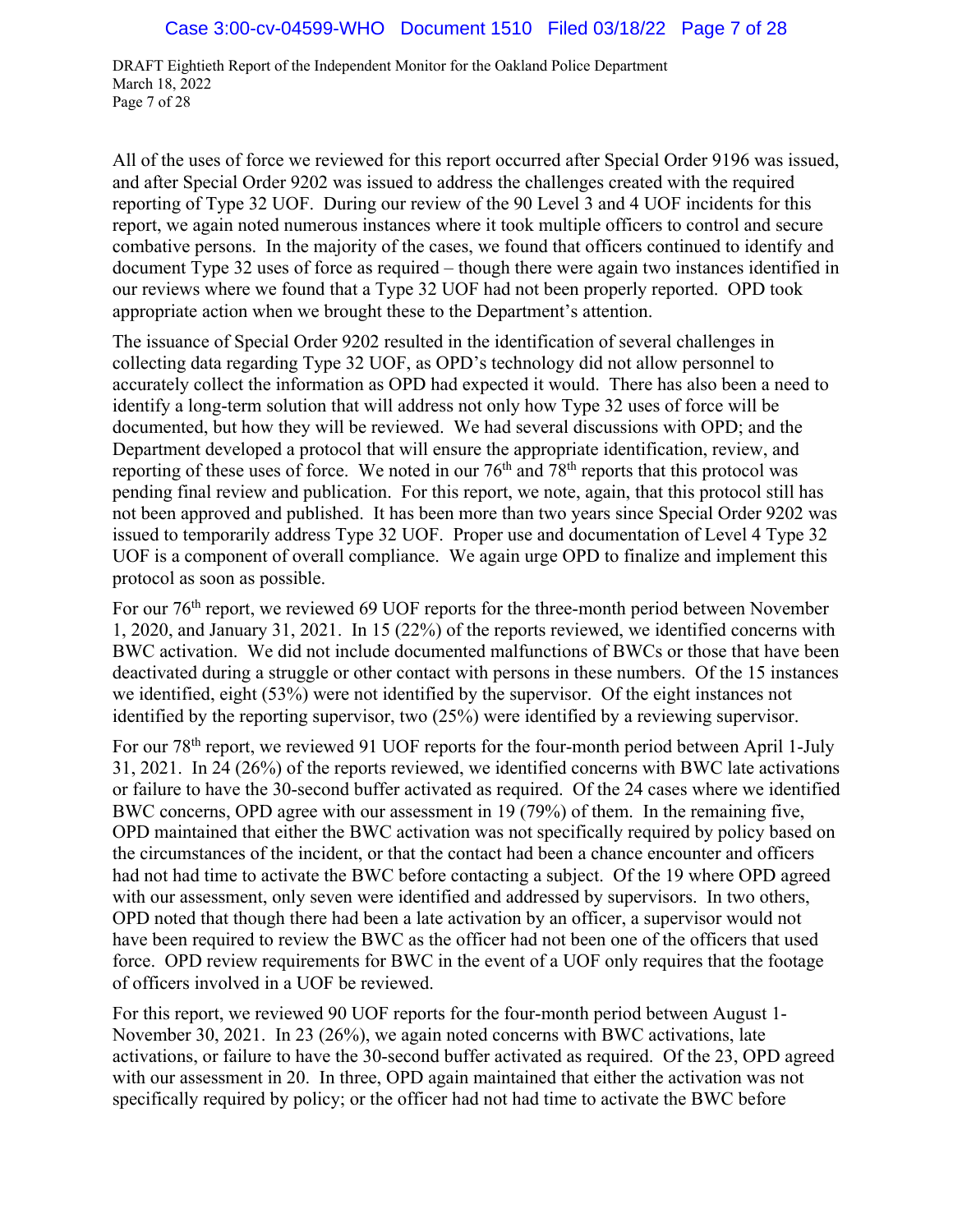All of the uses of force we reviewed for this report occurred after Special Order 9196 was issued, and after Special Order 9202 was issued to address the challenges created with the required reporting of Type 32 UOF. During our review of the 90 Level 3 and 4 UOF incidents for this report, we again noted numerous instances where it took multiple officers to control and secure combative persons. In the majority of the cases, we found that officers continued to identify and document Type 32 uses of force as required – though there were again two instances identified in our reviews where we found that a Type 32 UOF had not been properly reported. OPD took appropriate action when we brought these to the Department's attention.

The issuance of Special Order 9202 resulted in the identification of several challenges in collecting data regarding Type 32 UOF, as OPD's technology did not allow personnel to accurately collect the information as OPD had expected it would. There has also been a need to identify a long-term solution that will address not only how Type 32 uses of force will be documented, but how they will be reviewed. We had several discussions with OPD; and the Department developed a protocol that will ensure the appropriate identification, review, and reporting of these uses of force. We noted in our 76th and 78th reports that this protocol was pending final review and publication. For this report, we note, again, that this protocol still has not been approved and published. It has been more than two years since Special Order 9202 was issued to temporarily address Type 32 UOF. Proper use and documentation of Level 4 Type 32 UOF is a component of overall compliance. We again urge OPD to finalize and implement this protocol as soon as possible.

For our 76th report, we reviewed 69 UOF reports for the three-month period between November 1, 2020, and January 31, 2021. In 15 (22%) of the reports reviewed, we identified concerns with BWC activation. We did not include documented malfunctions of BWCs or those that have been deactivated during a struggle or other contact with persons in these numbers. Of the 15 instances we identified, eight (53%) were not identified by the supervisor. Of the eight instances not identified by the reporting supervisor, two (25%) were identified by a reviewing supervisor.

For our 78th report, we reviewed 91 UOF reports for the four-month period between April 1-July 31, 2021. In 24 (26%) of the reports reviewed, we identified concerns with BWC late activations or failure to have the 30-second buffer activated as required. Of the 24 cases where we identified BWC concerns, OPD agree with our assessment in 19 (79%) of them. In the remaining five, OPD maintained that either the BWC activation was not specifically required by policy based on the circumstances of the incident, or that the contact had been a chance encounter and officers had not had time to activate the BWC before contacting a subject. Of the 19 where OPD agreed with our assessment, only seven were identified and addressed by supervisors. In two others, OPD noted that though there had been a late activation by an officer, a supervisor would not have been required to review the BWC as the officer had not been one of the officers that used force. OPD review requirements for BWC in the event of a UOF only requires that the footage of officers involved in a UOF be reviewed.

For this report, we reviewed 90 UOF reports for the four-month period between August 1-November 30, 2021. In 23 (26%), we again noted concerns with BWC activations, late activations, or failure to have the 30-second buffer activated as required. Of the 23, OPD agreed with our assessment in 20. In three, OPD again maintained that either the activation was not specifically required by policy; or the officer had not had time to activate the BWC before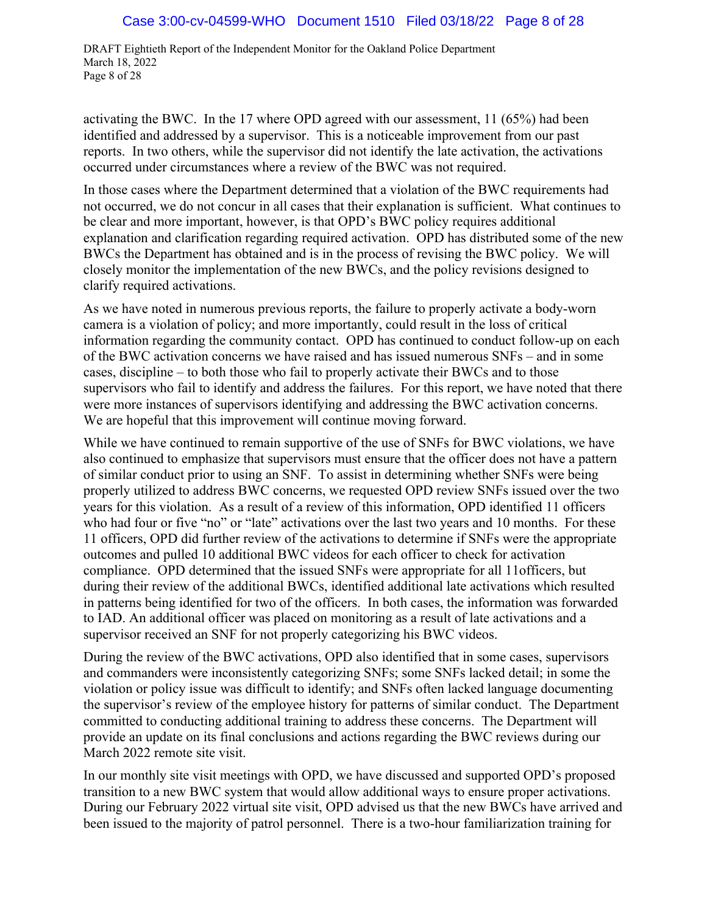activating the BWC. In the 17 where OPD agreed with our assessment, 11 (65%) had been identified and addressed by a supervisor. This is a noticeable improvement from our past reports. In two others, while the supervisor did not identify the late activation, the activations occurred under circumstances where a review of the BWC was not required.

In those cases where the Department determined that a violation of the BWC requirements had not occurred, we do not concur in all cases that their explanation is sufficient. What continues to be clear and more important, however, is that OPD's BWC policy requires additional explanation and clarification regarding required activation. OPD has distributed some of the new BWCs the Department has obtained and is in the process of revising the BWC policy. We will closely monitor the implementation of the new BWCs, and the policy revisions designed to clarify required activations.

As we have noted in numerous previous reports, the failure to properly activate a body-worn camera is a violation of policy; and more importantly, could result in the loss of critical information regarding the community contact. OPD has continued to conduct follow-up on each of the BWC activation concerns we have raised and has issued numerous SNFs – and in some cases, discipline – to both those who fail to properly activate their BWCs and to those supervisors who fail to identify and address the failures. For this report, we have noted that there were more instances of supervisors identifying and addressing the BWC activation concerns. We are hopeful that this improvement will continue moving forward.

While we have continued to remain supportive of the use of SNFs for BWC violations, we have also continued to emphasize that supervisors must ensure that the officer does not have a pattern of similar conduct prior to using an SNF. To assist in determining whether SNFs were being properly utilized to address BWC concerns, we requested OPD review SNFs issued over the two years for this violation. As a result of a review of this information, OPD identified 11 officers who had four or five "no" or "late" activations over the last two years and 10 months. For these 11 officers, OPD did further review of the activations to determine if SNFs were the appropriate outcomes and pulled 10 additional BWC videos for each officer to check for activation compliance. OPD determined that the issued SNFs were appropriate for all 11officers, but during their review of the additional BWCs, identified additional late activations which resulted in patterns being identified for two of the officers. In both cases, the information was forwarded to IAD. An additional officer was placed on monitoring as a result of late activations and a supervisor received an SNF for not properly categorizing his BWC videos.

During the review of the BWC activations, OPD also identified that in some cases, supervisors and commanders were inconsistently categorizing SNFs; some SNFs lacked detail; in some the violation or policy issue was difficult to identify; and SNFs often lacked language documenting the supervisor's review of the employee history for patterns of similar conduct. The Department committed to conducting additional training to address these concerns. The Department will provide an update on its final conclusions and actions regarding the BWC reviews during our March 2022 remote site visit.

In our monthly site visit meetings with OPD, we have discussed and supported OPD's proposed transition to a new BWC system that would allow additional ways to ensure proper activations. During our February 2022 virtual site visit, OPD advised us that the new BWCs have arrived and been issued to the majority of patrol personnel. There is a two-hour familiarization training for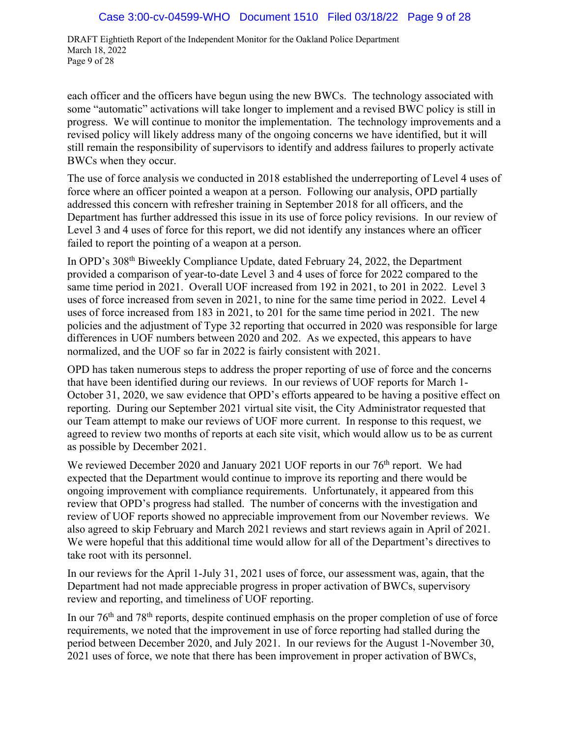each officer and the officers have begun using the new BWCs. The technology associated with some "automatic" activations will take longer to implement and a revised BWC policy is still in progress. We will continue to monitor the implementation. The technology improvements and a revised policy will likely address many of the ongoing concerns we have identified, but it will still remain the responsibility of supervisors to identify and address failures to properly activate BWCs when they occur.

The use of force analysis we conducted in 2018 established the underreporting of Level 4 uses of force where an officer pointed a weapon at a person. Following our analysis, OPD partially addressed this concern with refresher training in September 2018 for all officers, and the Department has further addressed this issue in its use of force policy revisions. In our review of Level 3 and 4 uses of force for this report, we did not identify any instances where an officer failed to report the pointing of a weapon at a person.

In OPD's 308th Biweekly Compliance Update, dated February 24, 2022, the Department provided a comparison of year-to-date Level 3 and 4 uses of force for 2022 compared to the same time period in 2021. Overall UOF increased from 192 in 2021, to 201 in 2022. Level 3 uses of force increased from seven in 2021, to nine for the same time period in 2022. Level 4 uses of force increased from 183 in 2021, to 201 for the same time period in 2021. The new policies and the adjustment of Type 32 reporting that occurred in 2020 was responsible for large differences in UOF numbers between 2020 and 202. As we expected, this appears to have normalized, and the UOF so far in 2022 is fairly consistent with 2021.

OPD has taken numerous steps to address the proper reporting of use of force and the concerns that have been identified during our reviews. In our reviews of UOF reports for March 1-October 31, 2020, we saw evidence that OPD's efforts appeared to be having a positive effect on reporting. During our September 2021 virtual site visit, the City Administrator requested that our Team attempt to make our reviews of UOF more current. In response to this request, we agreed to review two months of reports at each site visit, which would allow us to be as current as possible by December 2021.

We reviewed December 2020 and January 2021 UOF reports in our 76th report. We had expected that the Department would continue to improve its reporting and there would be ongoing improvement with compliance requirements. Unfortunately, it appeared from this review that OPD's progress had stalled. The number of concerns with the investigation and review of UOF reports showed no appreciable improvement from our November reviews. We also agreed to skip February and March 2021 reviews and start reviews again in April of 2021. We were hopeful that this additional time would allow for all of the Department's directives to take root with its personnel.

In our reviews for the April 1-July 31, 2021 uses of force, our assessment was, again, that the Department had not made appreciable progress in proper activation of BWCs, supervisory review and reporting, and timeliness of UOF reporting.

In our 76th and 78th reports, despite continued emphasis on the proper completion of use of force requirements, we noted that the improvement in use of force reporting had stalled during the period between December 2020, and July 2021. In our reviews for the August 1-November 30, 2021 uses of force, we note that there has been improvement in proper activation of BWCs,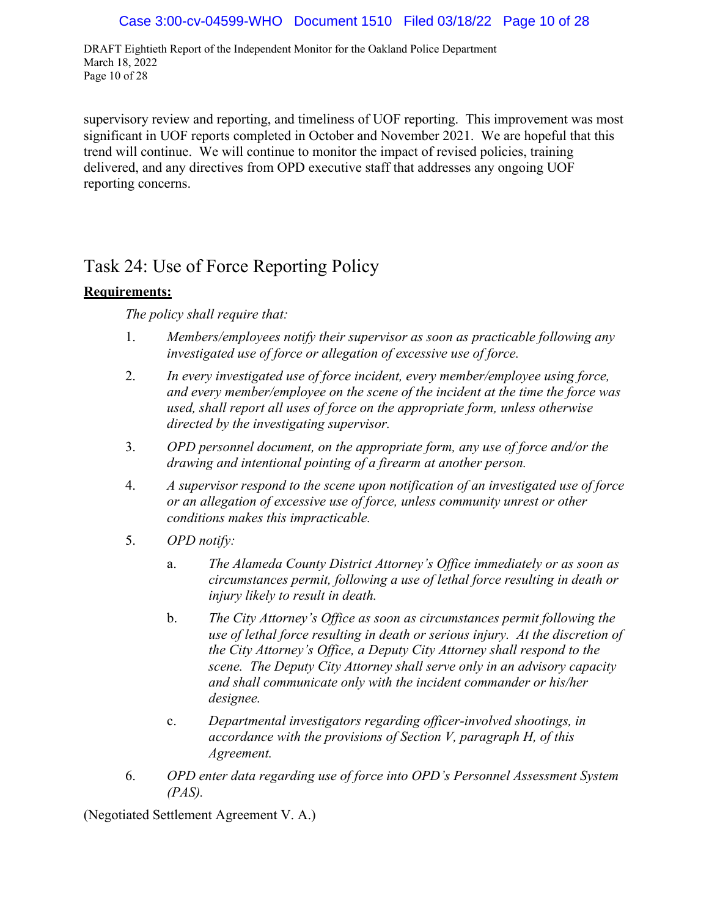supervisory review and reporting, and timeliness of UOF reporting. This improvement was most significant in UOF reports completed in October and November 2021. We are hopeful that this trend will continue. We will continue to monitor the impact of revised policies, training delivered, and any directives from OPD executive staff that addresses any ongoing UOF reporting concerns.

## Task 24: Use of Force Reporting Policy

**Requirements:**

*The policy shall require that:*

1. *Members/employees notify their supervisor as soon as practicable following any investigated use of force or allegation of excessive use of force.*
2. *In every investigated use of force incident, every member/employee using force, and every member/employee on the scene of the incident at the time the force was used, shall report all uses of force on the appropriate form, unless otherwise directed by the investigating supervisor.*
3. *OPD personnel document, on the appropriate form, any use of force and/or the drawing and intentional pointing of a firearm at another person.*
4. *A supervisor respond to the scene upon notification of an investigated use of force or an allegation of excessive use of force, unless community unrest or other conditions makes this impracticable.*
5. *OPD notify:*
   a. *The Alameda County District Attorney's Office immediately or as soon as circumstances permit, following a use of lethal force resulting in death or injury likely to result in death.*
   b. *The City Attorney's Office as soon as circumstances permit following the use of lethal force resulting in death or serious injury. At the discretion of the City Attorney's Office, a Deputy City Attorney shall respond to the scene. The Deputy City Attorney shall serve only in an advisory capacity and shall communicate only with the incident commander or his/her designee.*
   c. *Departmental investigators regarding officer-involved shootings, in accordance with the provisions of Section V, paragraph H, of this Agreement.*
6. *OPD enter data regarding use of force into OPD's Personnel Assessment System (PAS).*

(Negotiated Settlement Agreement V. A.)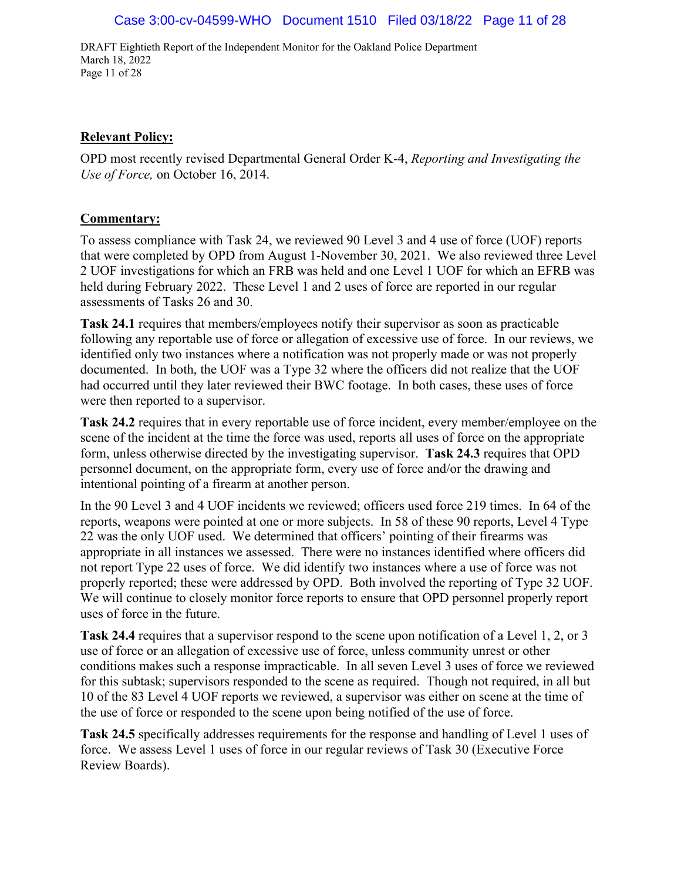**Relevant Policy:**

OPD most recently revised Departmental General Order K-4, *Reporting and Investigating the Use of Force,* on October 16, 2014.

**Commentary:**

To assess compliance with Task 24, we reviewed 90 Level 3 and 4 use of force (UOF) reports that were completed by OPD from August 1-November 30, 2021. We also reviewed three Level 2 UOF investigations for which an FRB was held and one Level 1 UOF for which an EFRB was held during February 2022. These Level 1 and 2 uses of force are reported in our regular assessments of Tasks 26 and 30.

**Task 24.1** requires that members/employees notify their supervisor as soon as practicable following any reportable use of force or allegation of excessive use of force. In our reviews, we identified only two instances where a notification was not properly made or was not properly documented. In both, the UOF was a Type 32 where the officers did not realize that the UOF had occurred until they later reviewed their BWC footage. In both cases, these uses of force were then reported to a supervisor.

**Task 24.2** requires that in every reportable use of force incident, every member/employee on the scene of the incident at the time the force was used, reports all uses of force on the appropriate form, unless otherwise directed by the investigating supervisor. **Task 24.3** requires that OPD personnel document, on the appropriate form, every use of force and/or the drawing and intentional pointing of a firearm at another person.

In the 90 Level 3 and 4 UOF incidents we reviewed; officers used force 219 times. In 64 of the reports, weapons were pointed at one or more subjects. In 58 of these 90 reports, Level 4 Type 22 was the only UOF used. We determined that officers' pointing of their firearms was appropriate in all instances we assessed. There were no instances identified where officers did not report Type 22 uses of force. We did identify two instances where a use of force was not properly reported; these were addressed by OPD. Both involved the reporting of Type 32 UOF. We will continue to closely monitor force reports to ensure that OPD personnel properly report uses of force in the future.

**Task 24.4** requires that a supervisor respond to the scene upon notification of a Level 1, 2, or 3 use of force or an allegation of excessive use of force, unless community unrest or other conditions makes such a response impracticable. In all seven Level 3 uses of force we reviewed for this subtask; supervisors responded to the scene as required. Though not required, in all but 10 of the 83 Level 4 UOF reports we reviewed, a supervisor was either on scene at the time of the use of force or responded to the scene upon being notified of the use of force.

**Task 24.5** specifically addresses requirements for the response and handling of Level 1 uses of force. We assess Level 1 uses of force in our regular reviews of Task 30 (Executive Force Review Boards).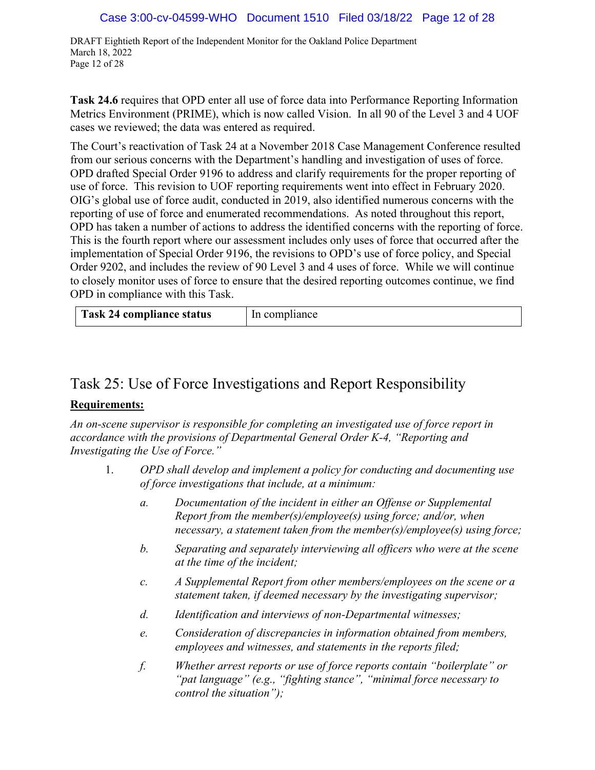**Task 24.6** requires that OPD enter all use of force data into Performance Reporting Information Metrics Environment (PRIME), which is now called Vision. In all 90 of the Level 3 and 4 UOF cases we reviewed; the data was entered as required.

The Court's reactivation of Task 24 at a November 2018 Case Management Conference resulted from our serious concerns with the Department's handling and investigation of uses of force. OPD drafted Special Order 9196 to address and clarify requirements for the proper reporting of use of force. This revision to UOF reporting requirements went into effect in February 2020. OIG's global use of force audit, conducted in 2019, also identified numerous concerns with the reporting of use of force and enumerated recommendations. As noted throughout this report, OPD has taken a number of actions to address the identified concerns with the reporting of force. This is the fourth report where our assessment includes only uses of force that occurred after the implementation of Special Order 9196, the revisions to OPD's use of force policy, and Special Order 9202, and includes the review of 90 Level 3 and 4 uses of force. While we will continue to closely monitor uses of force to ensure that the desired reporting outcomes continue, we find OPD in compliance with this Task.

| **Task 24 compliance status** | In compliance |
|---|---|

## Task 25: Use of Force Investigations and Report Responsibility

**Requirements:**

*An on-scene supervisor is responsible for completing an investigated use of force report in accordance with the provisions of Departmental General Order K-4, "Reporting and Investigating the Use of Force."*

1. *OPD shall develop and implement a policy for conducting and documenting use of force investigations that include, at a minimum:*
   - *a. Documentation of the incident in either an Offense or Supplemental Report from the member(s)/employee(s) using force; and/or, when necessary, a statement taken from the member(s)/employee(s) using force;*
   - *b. Separating and separately interviewing all officers who were at the scene at the time of the incident;*
   - *c. A Supplemental Report from other members/employees on the scene or a statement taken, if deemed necessary by the investigating supervisor;*
   - *d. Identification and interviews of non-Departmental witnesses;*
   - *e. Consideration of discrepancies in information obtained from members, employees and witnesses, and statements in the reports filed;*
   - *f. Whether arrest reports or use of force reports contain "boilerplate" or "pat language" (e.g., "fighting stance", "minimal force necessary to control the situation");*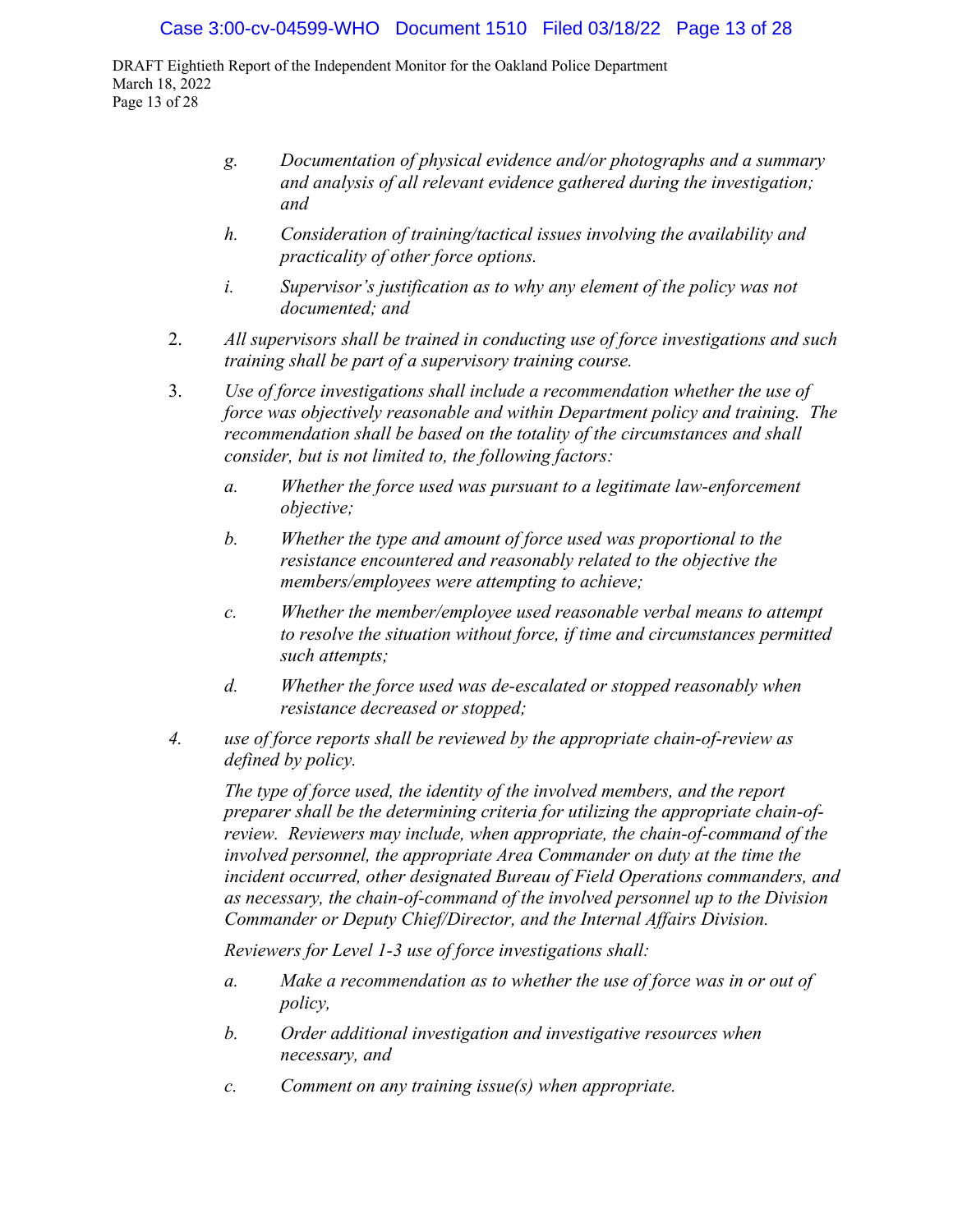*g. Documentation of physical evidence and/or photographs and a summary and analysis of all relevant evidence gathered during the investigation; and*

*h. Consideration of training/tactical issues involving the availability and practicality of other force options.*

*i. Supervisor's justification as to why any element of the policy was not documented; and*

2. *All supervisors shall be trained in conducting use of force investigations and such training shall be part of a supervisory training course.*

3. *Use of force investigations shall include a recommendation whether the use of force was objectively reasonable and within Department policy and training. The recommendation shall be based on the totality of the circumstances and shall consider, but is not limited to, the following factors:*

   *a. Whether the force used was pursuant to a legitimate law-enforcement objective;*

   *b. Whether the type and amount of force used was proportional to the resistance encountered and reasonably related to the objective the members/employees were attempting to achieve;*

   *c. Whether the member/employee used reasonable verbal means to attempt to resolve the situation without force, if time and circumstances permitted such attempts;*

   *d. Whether the force used was de-escalated or stopped reasonably when resistance decreased or stopped;*

*4. use of force reports shall be reviewed by the appropriate chain-of-review as defined by policy.*

*The type of force used, the identity of the involved members, and the report preparer shall be the determining criteria for utilizing the appropriate chain-of-review. Reviewers may include, when appropriate, the chain-of-command of the involved personnel, the appropriate Area Commander on duty at the time the incident occurred, other designated Bureau of Field Operations commanders, and as necessary, the chain-of-command of the involved personnel up to the Division Commander or Deputy Chief/Director, and the Internal Affairs Division.*

*Reviewers for Level 1-3 use of force investigations shall:*

*a. Make a recommendation as to whether the use of force was in or out of policy,*

*b. Order additional investigation and investigative resources when necessary, and*

*c. Comment on any training issue(s) when appropriate.*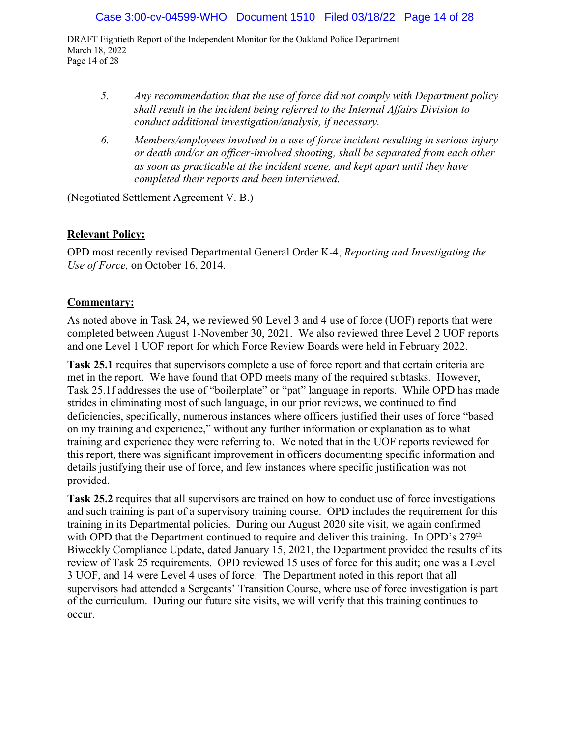> 5. *Any recommendation that the use of force did not comply with Department policy shall result in the incident being referred to the Internal Affairs Division to conduct additional investigation/analysis, if necessary.*
> 6. *Members/employees involved in a use of force incident resulting in serious injury or death and/or an officer-involved shooting, shall be separated from each other as soon as practicable at the incident scene, and kept apart until they have completed their reports and been interviewed.*

(Negotiated Settlement Agreement V. B.)

**Relevant Policy:**

OPD most recently revised Departmental General Order K-4, *Reporting and Investigating the Use of Force,* on October 16, 2014.

**Commentary:**

As noted above in Task 24, we reviewed 90 Level 3 and 4 use of force (UOF) reports that were completed between August 1-November 30, 2021. We also reviewed three Level 2 UOF reports and one Level 1 UOF report for which Force Review Boards were held in February 2022.

**Task 25.1** requires that supervisors complete a use of force report and that certain criteria are met in the report. We have found that OPD meets many of the required subtasks. However, Task 25.1f addresses the use of "boilerplate" or "pat" language in reports. While OPD has made strides in eliminating most of such language, in our prior reviews, we continued to find deficiencies, specifically, numerous instances where officers justified their uses of force "based on my training and experience," without any further information or explanation as to what training and experience they were referring to. We noted that in the UOF reports reviewed for this report, there was significant improvement in officers documenting specific information and details justifying their use of force, and few instances where specific justification was not provided.

**Task 25.2** requires that all supervisors are trained on how to conduct use of force investigations and such training is part of a supervisory training course. OPD includes the requirement for this training in its Departmental policies. During our August 2020 site visit, we again confirmed with OPD that the Department continued to require and deliver this training. In OPD's 279th Biweekly Compliance Update, dated January 15, 2021, the Department provided the results of its review of Task 25 requirements. OPD reviewed 15 uses of force for this audit; one was a Level 3 UOF, and 14 were Level 4 uses of force. The Department noted in this report that all supervisors had attended a Sergeants' Transition Course, where use of force investigation is part of the curriculum. During our future site visits, we will verify that this training continues to occur.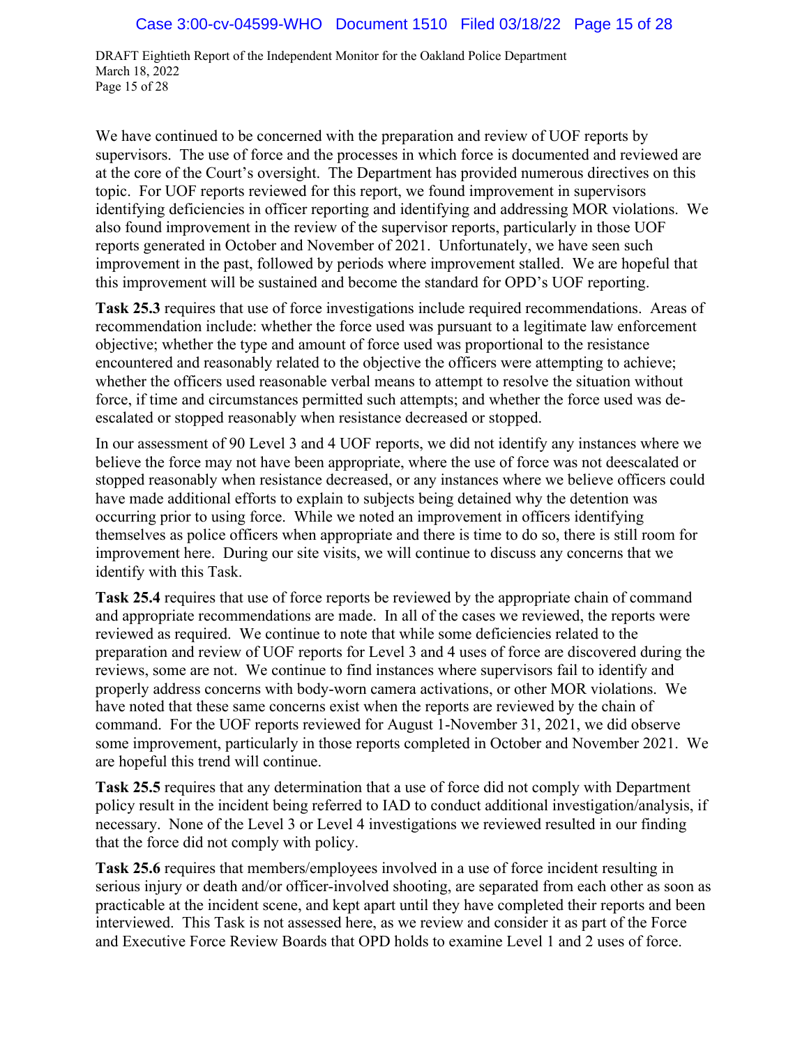We have continued to be concerned with the preparation and review of UOF reports by supervisors. The use of force and the processes in which force is documented and reviewed are at the core of the Court's oversight. The Department has provided numerous directives on this topic. For UOF reports reviewed for this report, we found improvement in supervisors identifying deficiencies in officer reporting and identifying and addressing MOR violations. We also found improvement in the review of the supervisor reports, particularly in those UOF reports generated in October and November of 2021. Unfortunately, we have seen such improvement in the past, followed by periods where improvement stalled. We are hopeful that this improvement will be sustained and become the standard for OPD's UOF reporting.

**Task 25.3** requires that use of force investigations include required recommendations. Areas of recommendation include: whether the force used was pursuant to a legitimate law enforcement objective; whether the type and amount of force used was proportional to the resistance encountered and reasonably related to the objective the officers were attempting to achieve; whether the officers used reasonable verbal means to attempt to resolve the situation without force, if time and circumstances permitted such attempts; and whether the force used was de-escalated or stopped reasonably when resistance decreased or stopped.

In our assessment of 90 Level 3 and 4 UOF reports, we did not identify any instances where we believe the force may not have been appropriate, where the use of force was not deescalated or stopped reasonably when resistance decreased, or any instances where we believe officers could have made additional efforts to explain to subjects being detained why the detention was occurring prior to using force. While we noted an improvement in officers identifying themselves as police officers when appropriate and there is time to do so, there is still room for improvement here. During our site visits, we will continue to discuss any concerns that we identify with this Task.

**Task 25.4** requires that use of force reports be reviewed by the appropriate chain of command and appropriate recommendations are made. In all of the cases we reviewed, the reports were reviewed as required. We continue to note that while some deficiencies related to the preparation and review of UOF reports for Level 3 and 4 uses of force are discovered during the reviews, some are not. We continue to find instances where supervisors fail to identify and properly address concerns with body-worn camera activations, or other MOR violations. We have noted that these same concerns exist when the reports are reviewed by the chain of command. For the UOF reports reviewed for August 1-November 31, 2021, we did observe some improvement, particularly in those reports completed in October and November 2021. We are hopeful this trend will continue.

**Task 25.5** requires that any determination that a use of force did not comply with Department policy result in the incident being referred to IAD to conduct additional investigation/analysis, if necessary. None of the Level 3 or Level 4 investigations we reviewed resulted in our finding that the force did not comply with policy.

**Task 25.6** requires that members/employees involved in a use of force incident resulting in serious injury or death and/or officer-involved shooting, are separated from each other as soon as practicable at the incident scene, and kept apart until they have completed their reports and been interviewed. This Task is not assessed here, as we review and consider it as part of the Force and Executive Force Review Boards that OPD holds to examine Level 1 and 2 uses of force.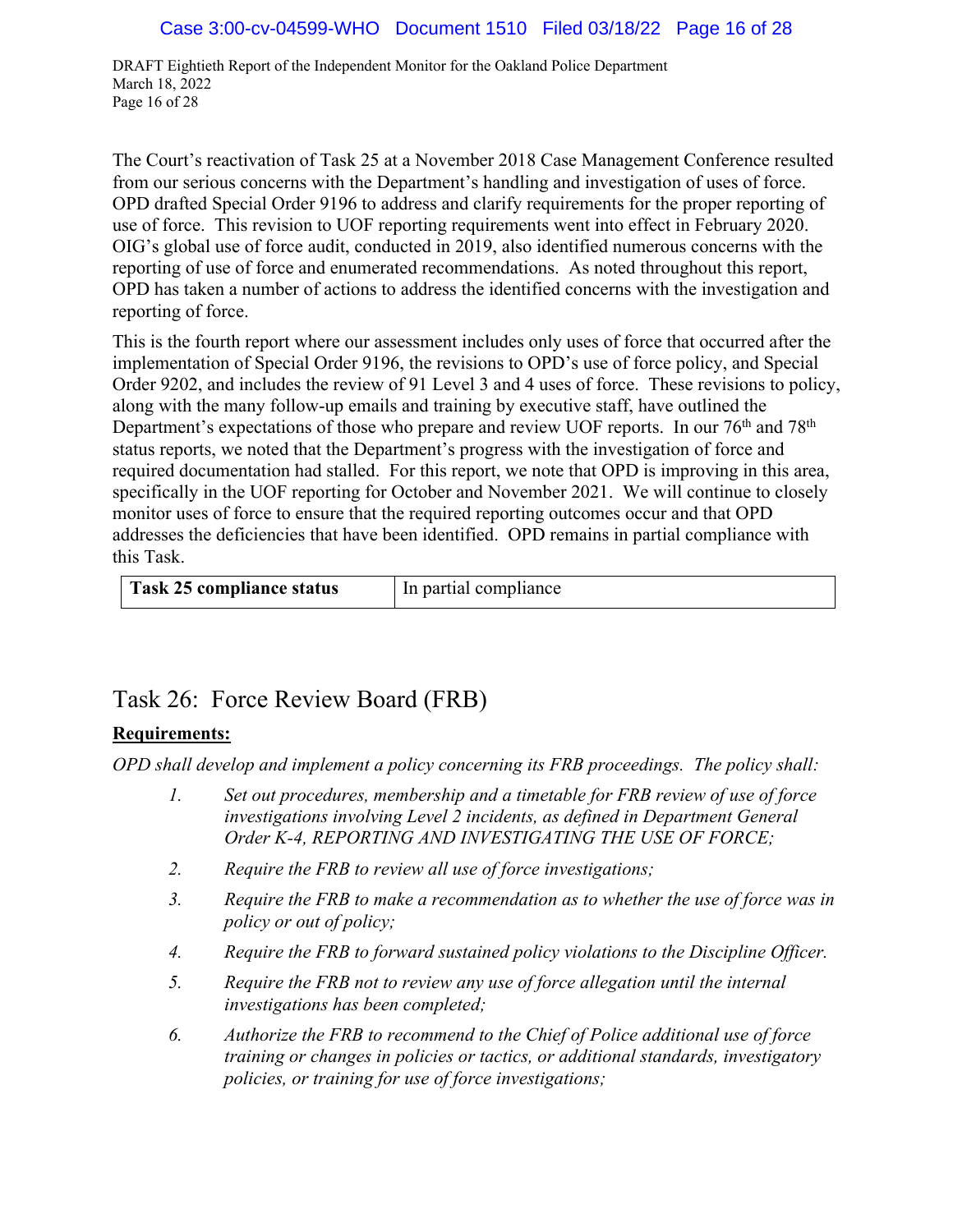The Court's reactivation of Task 25 at a November 2018 Case Management Conference resulted from our serious concerns with the Department's handling and investigation of uses of force. OPD drafted Special Order 9196 to address and clarify requirements for the proper reporting of use of force. This revision to UOF reporting requirements went into effect in February 2020. OIG's global use of force audit, conducted in 2019, also identified numerous concerns with the reporting of use of force and enumerated recommendations. As noted throughout this report, OPD has taken a number of actions to address the identified concerns with the investigation and reporting of force.

This is the fourth report where our assessment includes only uses of force that occurred after the implementation of Special Order 9196, the revisions to OPD's use of force policy, and Special Order 9202, and includes the review of 91 Level 3 and 4 uses of force. These revisions to policy, along with the many follow-up emails and training by executive staff, have outlined the Department's expectations of those who prepare and review UOF reports. In our 76th and 78th status reports, we noted that the Department's progress with the investigation of force and required documentation had stalled. For this report, we note that OPD is improving in this area, specifically in the UOF reporting for October and November 2021. We will continue to closely monitor uses of force to ensure that the required reporting outcomes occur and that OPD addresses the deficiencies that have been identified. OPD remains in partial compliance with this Task.

| **Task 25 compliance status** | In partial compliance |
|---|---|

## Task 26: Force Review Board (FRB)

**Requirements:**

*OPD shall develop and implement a policy concerning its FRB proceedings. The policy shall:*

1. *Set out procedures, membership and a timetable for FRB review of use of force investigations involving Level 2 incidents, as defined in Department General Order K-4, REPORTING AND INVESTIGATING THE USE OF FORCE;*
2. *Require the FRB to review all use of force investigations;*
3. *Require the FRB to make a recommendation as to whether the use of force was in policy or out of policy;*
4. *Require the FRB to forward sustained policy violations to the Discipline Officer.*
5. *Require the FRB not to review any use of force allegation until the internal investigations has been completed;*
6. *Authorize the FRB to recommend to the Chief of Police additional use of force training or changes in policies or tactics, or additional standards, investigatory policies, or training for use of force investigations;*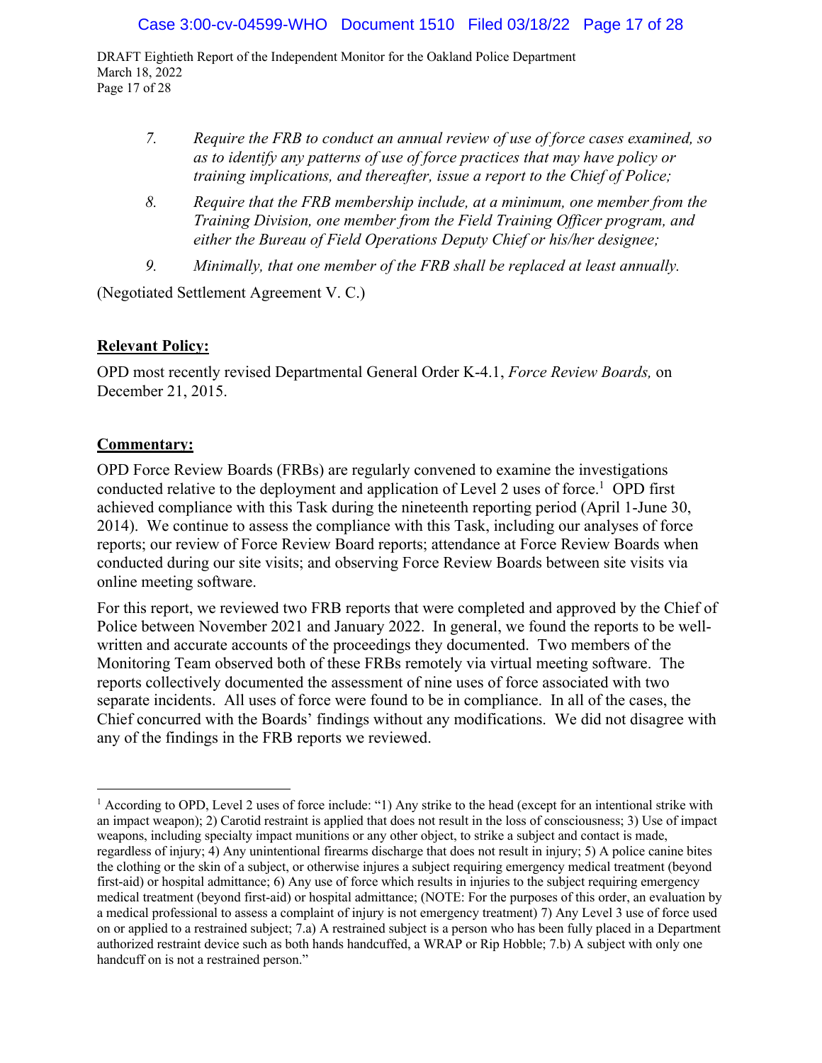7. *Require the FRB to conduct an annual review of use of force cases examined, so as to identify any patterns of use of force practices that may have policy or training implications, and thereafter, issue a report to the Chief of Police;*

8. *Require that the FRB membership include, at a minimum, one member from the Training Division, one member from the Field Training Officer program, and either the Bureau of Field Operations Deputy Chief or his/her designee;*

9. *Minimally, that one member of the FRB shall be replaced at least annually.*

(Negotiated Settlement Agreement V. C.)

**Relevant Policy:**

OPD most recently revised Departmental General Order K-4.1, *Force Review Boards,* on December 21, 2015.

**Commentary:**

OPD Force Review Boards (FRBs) are regularly convened to examine the investigations conducted relative to the deployment and application of Level 2 uses of force.[1] OPD first achieved compliance with this Task during the nineteenth reporting period (April 1-June 30, 2014). We continue to assess the compliance with this Task, including our analyses of force reports; our review of Force Review Board reports; attendance at Force Review Boards when conducted during our site visits; and observing Force Review Boards between site visits via online meeting software.

For this report, we reviewed two FRB reports that were completed and approved by the Chief of Police between November 2021 and January 2022. In general, we found the reports to be well-written and accurate accounts of the proceedings they documented. Two members of the Monitoring Team observed both of these FRBs remotely via virtual meeting software. The reports collectively documented the assessment of nine uses of force associated with two separate incidents. All uses of force were found to be in compliance. In all of the cases, the Chief concurred with the Boards' findings without any modifications. We did not disagree with any of the findings in the FRB reports we reviewed.

---

[1] According to OPD, Level 2 uses of force include: "1) Any strike to the head (except for an intentional strike with an impact weapon); 2) Carotid restraint is applied that does not result in the loss of consciousness; 3) Use of impact weapons, including specialty impact munitions or any other object, to strike a subject and contact is made, regardless of injury; 4) Any unintentional firearms discharge that does not result in injury; 5) A police canine bites the clothing or the skin of a subject, or otherwise injures a subject requiring emergency medical treatment (beyond first-aid) or hospital admittance; 6) Any use of force which results in injuries to the subject requiring emergency medical treatment (beyond first-aid) or hospital admittance; (NOTE: For the purposes of this order, an evaluation by a medical professional to assess a complaint of injury is not emergency treatment) 7) Any Level 3 use of force used on or applied to a restrained subject; 7.a) A restrained subject is a person who has been fully placed in a Department authorized restraint device such as both hands handcuffed, a WRAP or Rip Hobble; 7.b) A subject with only one handcuff on is not a restrained person."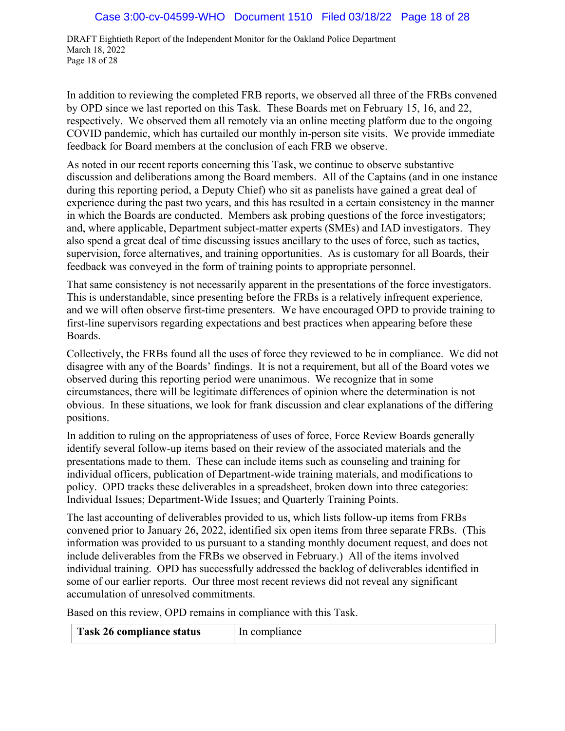In addition to reviewing the completed FRB reports, we observed all three of the FRBs convened by OPD since we last reported on this Task. These Boards met on February 15, 16, and 22, respectively. We observed them all remotely via an online meeting platform due to the ongoing COVID pandemic, which has curtailed our monthly in-person site visits. We provide immediate feedback for Board members at the conclusion of each FRB we observe.

As noted in our recent reports concerning this Task, we continue to observe substantive discussion and deliberations among the Board members. All of the Captains (and in one instance during this reporting period, a Deputy Chief) who sit as panelists have gained a great deal of experience during the past two years, and this has resulted in a certain consistency in the manner in which the Boards are conducted. Members ask probing questions of the force investigators; and, where applicable, Department subject-matter experts (SMEs) and IAD investigators. They also spend a great deal of time discussing issues ancillary to the uses of force, such as tactics, supervision, force alternatives, and training opportunities. As is customary for all Boards, their feedback was conveyed in the form of training points to appropriate personnel.

That same consistency is not necessarily apparent in the presentations of the force investigators. This is understandable, since presenting before the FRBs is a relatively infrequent experience, and we will often observe first-time presenters. We have encouraged OPD to provide training to first-line supervisors regarding expectations and best practices when appearing before these Boards.

Collectively, the FRBs found all the uses of force they reviewed to be in compliance. We did not disagree with any of the Boards' findings. It is not a requirement, but all of the Board votes we observed during this reporting period were unanimous. We recognize that in some circumstances, there will be legitimate differences of opinion where the determination is not obvious. In these situations, we look for frank discussion and clear explanations of the differing positions.

In addition to ruling on the appropriateness of uses of force, Force Review Boards generally identify several follow-up items based on their review of the associated materials and the presentations made to them. These can include items such as counseling and training for individual officers, publication of Department-wide training materials, and modifications to policy. OPD tracks these deliverables in a spreadsheet, broken down into three categories: Individual Issues; Department-Wide Issues; and Quarterly Training Points.

The last accounting of deliverables provided to us, which lists follow-up items from FRBs convened prior to January 26, 2022, identified six open items from three separate FRBs. (This information was provided to us pursuant to a standing monthly document request, and does not include deliverables from the FRBs we observed in February.) All of the items involved individual training. OPD has successfully addressed the backlog of deliverables identified in some of our earlier reports. Our three most recent reviews did not reveal any significant accumulation of unresolved commitments.

Based on this review, OPD remains in compliance with this Task.

| **Task 26 compliance status** | In compliance |
|---|---|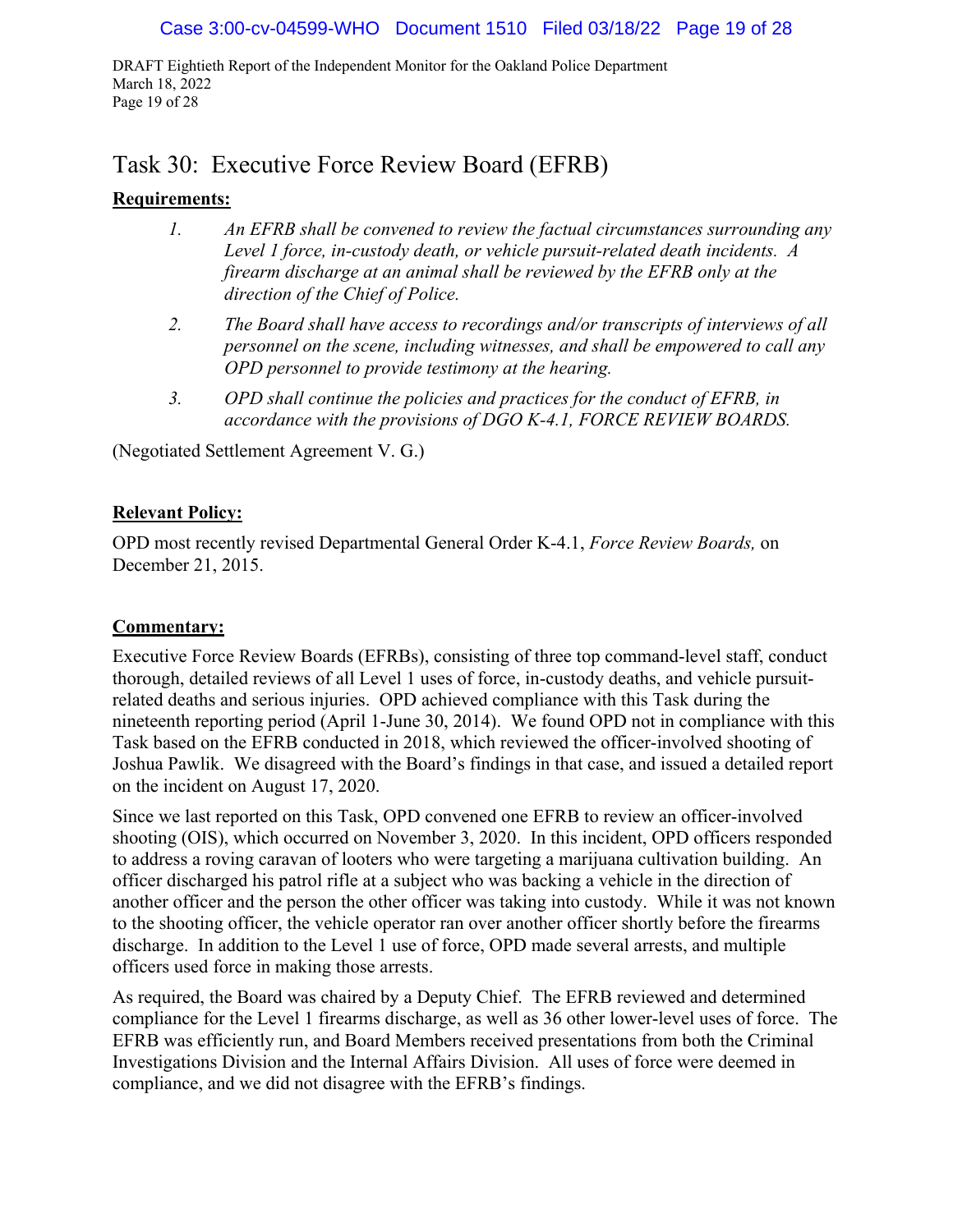## Task 30: Executive Force Review Board (EFRB)

**Requirements:**

1. *An EFRB shall be convened to review the factual circumstances surrounding any Level 1 force, in-custody death, or vehicle pursuit-related death incidents. A firearm discharge at an animal shall be reviewed by the EFRB only at the direction of the Chief of Police.*
2. *The Board shall have access to recordings and/or transcripts of interviews of all personnel on the scene, including witnesses, and shall be empowered to call any OPD personnel to provide testimony at the hearing.*
3. *OPD shall continue the policies and practices for the conduct of EFRB, in accordance with the provisions of DGO K-4.1, FORCE REVIEW BOARDS.*

(Negotiated Settlement Agreement V. G.)

**Relevant Policy:**

OPD most recently revised Departmental General Order K-4.1, *Force Review Boards,* on December 21, 2015.

**Commentary:**

Executive Force Review Boards (EFRBs), consisting of three top command-level staff, conduct thorough, detailed reviews of all Level 1 uses of force, in-custody deaths, and vehicle pursuit-related deaths and serious injuries. OPD achieved compliance with this Task during the nineteenth reporting period (April 1-June 30, 2014). We found OPD not in compliance with this Task based on the EFRB conducted in 2018, which reviewed the officer-involved shooting of Joshua Pawlik. We disagreed with the Board's findings in that case, and issued a detailed report on the incident on August 17, 2020.

Since we last reported on this Task, OPD convened one EFRB to review an officer-involved shooting (OIS), which occurred on November 3, 2020. In this incident, OPD officers responded to address a roving caravan of looters who were targeting a marijuana cultivation building. An officer discharged his patrol rifle at a subject who was backing a vehicle in the direction of another officer and the person the other officer was taking into custody. While it was not known to the shooting officer, the vehicle operator ran over another officer shortly before the firearms discharge. In addition to the Level 1 use of force, OPD made several arrests, and multiple officers used force in making those arrests.

As required, the Board was chaired by a Deputy Chief. The EFRB reviewed and determined compliance for the Level 1 firearms discharge, as well as 36 other lower-level uses of force. The EFRB was efficiently run, and Board Members received presentations from both the Criminal Investigations Division and the Internal Affairs Division. All uses of force were deemed in compliance, and we did not disagree with the EFRB's findings.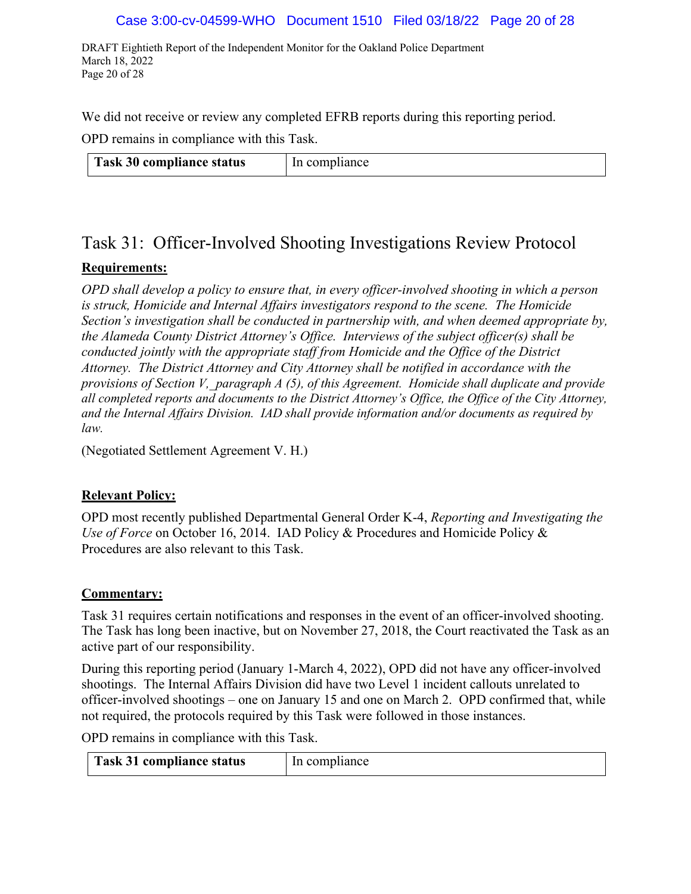We did not receive or review any completed EFRB reports during this reporting period.

OPD remains in compliance with this Task.

| **Task 30 compliance status** | In compliance |
|---|---|

## Task 31: Officer-Involved Shooting Investigations Review Protocol

**Requirements:**

*OPD shall develop a policy to ensure that, in every officer-involved shooting in which a person is struck, Homicide and Internal Affairs investigators respond to the scene. The Homicide Section's investigation shall be conducted in partnership with, and when deemed appropriate by, the Alameda County District Attorney's Office. Interviews of the subject officer(s) shall be conducted jointly with the appropriate staff from Homicide and the Office of the District Attorney. The District Attorney and City Attorney shall be notified in accordance with the provisions of Section V,_paragraph A (5), of this Agreement. Homicide shall duplicate and provide all completed reports and documents to the District Attorney's Office, the Office of the City Attorney, and the Internal Affairs Division. IAD shall provide information and/or documents as required by law.*

(Negotiated Settlement Agreement V. H.)

**Relevant Policy:**

OPD most recently published Departmental General Order K-4, *Reporting and Investigating the Use of Force* on October 16, 2014. IAD Policy & Procedures and Homicide Policy & Procedures are also relevant to this Task.

**Commentary:**

Task 31 requires certain notifications and responses in the event of an officer-involved shooting. The Task has long been inactive, but on November 27, 2018, the Court reactivated the Task as an active part of our responsibility.

During this reporting period (January 1-March 4, 2022), OPD did not have any officer-involved shootings. The Internal Affairs Division did have two Level 1 incident callouts unrelated to officer-involved shootings – one on January 15 and one on March 2. OPD confirmed that, while not required, the protocols required by this Task were followed in those instances.

OPD remains in compliance with this Task.

| **Task 31 compliance status** | In compliance |
|---|---|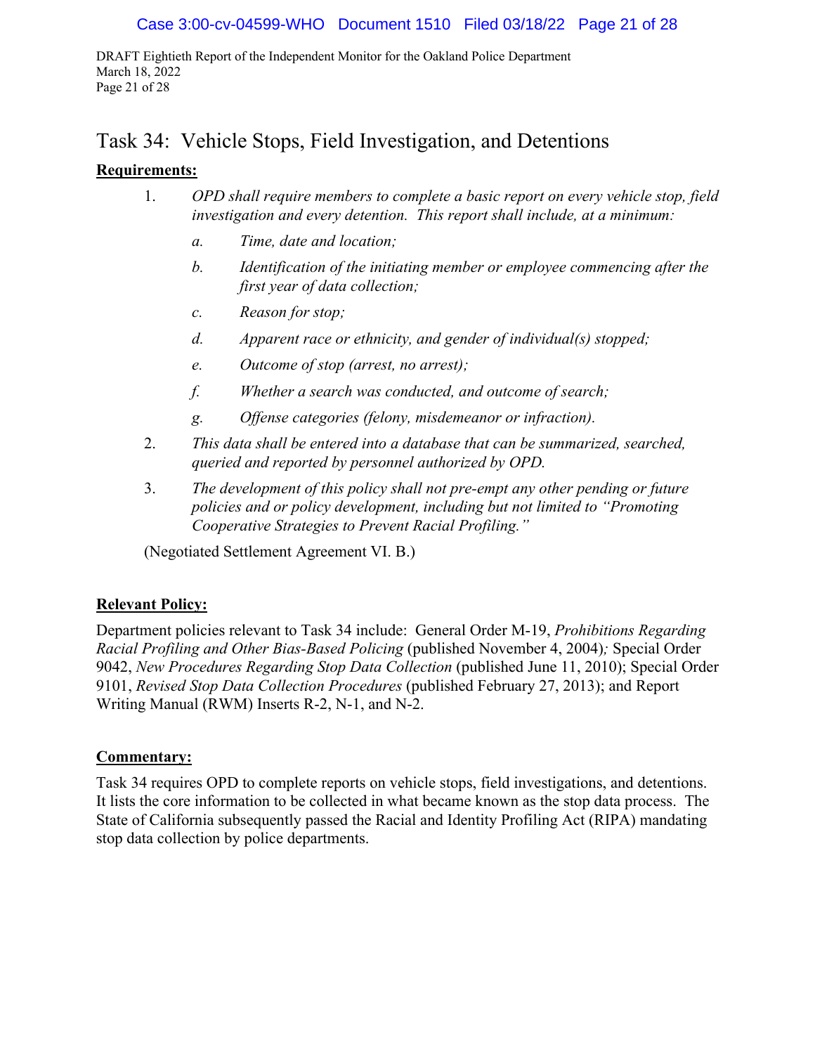# Task 34: Vehicle Stops, Field Investigation, and Detentions

**Requirements:**

1. *OPD shall require members to complete a basic report on every vehicle stop, field investigation and every detention. This report shall include, at a minimum:*
   - *a.* *Time, date and location;*
   - *b.* *Identification of the initiating member or employee commencing after the first year of data collection;*
   - *c.* *Reason for stop;*
   - *d.* *Apparent race or ethnicity, and gender of individual(s) stopped;*
   - *e.* *Outcome of stop (arrest, no arrest);*
   - *f.* *Whether a search was conducted, and outcome of search;*
   - *g.* *Offense categories (felony, misdemeanor or infraction).*
2. *This data shall be entered into a database that can be summarized, searched, queried and reported by personnel authorized by OPD.*
3. *The development of this policy shall not pre-empt any other pending or future policies and or policy development, including but not limited to "Promoting Cooperative Strategies to Prevent Racial Profiling."*

(Negotiated Settlement Agreement VI. B.)

**Relevant Policy:**

Department policies relevant to Task 34 include: General Order M-19, *Prohibitions Regarding Racial Profiling and Other Bias-Based Policing* (published November 4, 2004); Special Order 9042, *New Procedures Regarding Stop Data Collection* (published June 11, 2010); Special Order 9101, *Revised Stop Data Collection Procedures* (published February 27, 2013); and Report Writing Manual (RWM) Inserts R-2, N-1, and N-2.

**Commentary:**

Task 34 requires OPD to complete reports on vehicle stops, field investigations, and detentions. It lists the core information to be collected in what became known as the stop data process. The State of California subsequently passed the Racial and Identity Profiling Act (RIPA) mandating stop data collection by police departments.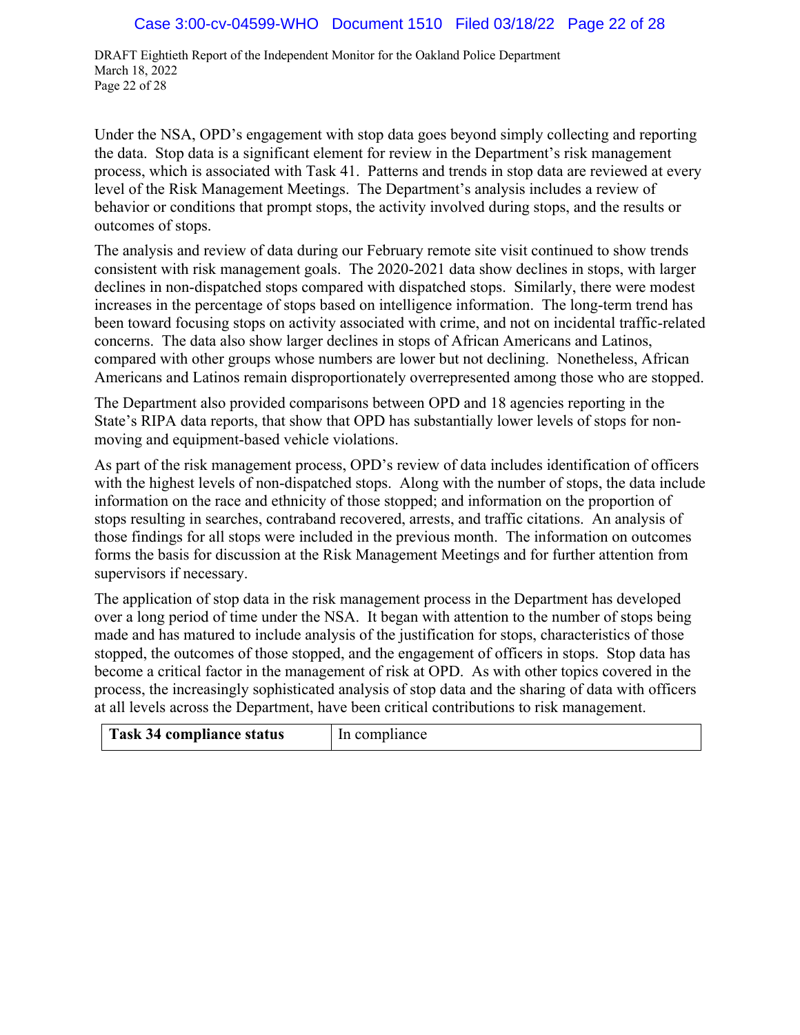Under the NSA, OPD's engagement with stop data goes beyond simply collecting and reporting the data. Stop data is a significant element for review in the Department's risk management process, which is associated with Task 41. Patterns and trends in stop data are reviewed at every level of the Risk Management Meetings. The Department's analysis includes a review of behavior or conditions that prompt stops, the activity involved during stops, and the results or outcomes of stops.

The analysis and review of data during our February remote site visit continued to show trends consistent with risk management goals. The 2020-2021 data show declines in stops, with larger declines in non-dispatched stops compared with dispatched stops. Similarly, there were modest increases in the percentage of stops based on intelligence information. The long-term trend has been toward focusing stops on activity associated with crime, and not on incidental traffic-related concerns. The data also show larger declines in stops of African Americans and Latinos, compared with other groups whose numbers are lower but not declining. Nonetheless, African Americans and Latinos remain disproportionately overrepresented among those who are stopped.

The Department also provided comparisons between OPD and 18 agencies reporting in the State's RIPA data reports, that show that OPD has substantially lower levels of stops for non-moving and equipment-based vehicle violations.

As part of the risk management process, OPD's review of data includes identification of officers with the highest levels of non-dispatched stops. Along with the number of stops, the data include information on the race and ethnicity of those stopped; and information on the proportion of stops resulting in searches, contraband recovered, arrests, and traffic citations. An analysis of those findings for all stops were included in the previous month. The information on outcomes forms the basis for discussion at the Risk Management Meetings and for further attention from supervisors if necessary.

The application of stop data in the risk management process in the Department has developed over a long period of time under the NSA. It began with attention to the number of stops being made and has matured to include analysis of the justification for stops, characteristics of those stopped, the outcomes of those stopped, and the engagement of officers in stops. Stop data has become a critical factor in the management of risk at OPD. As with other topics covered in the process, the increasingly sophisticated analysis of stop data and the sharing of data with officers at all levels across the Department, have been critical contributions to risk management.

| **Task 34 compliance status** | In compliance |
|---|---|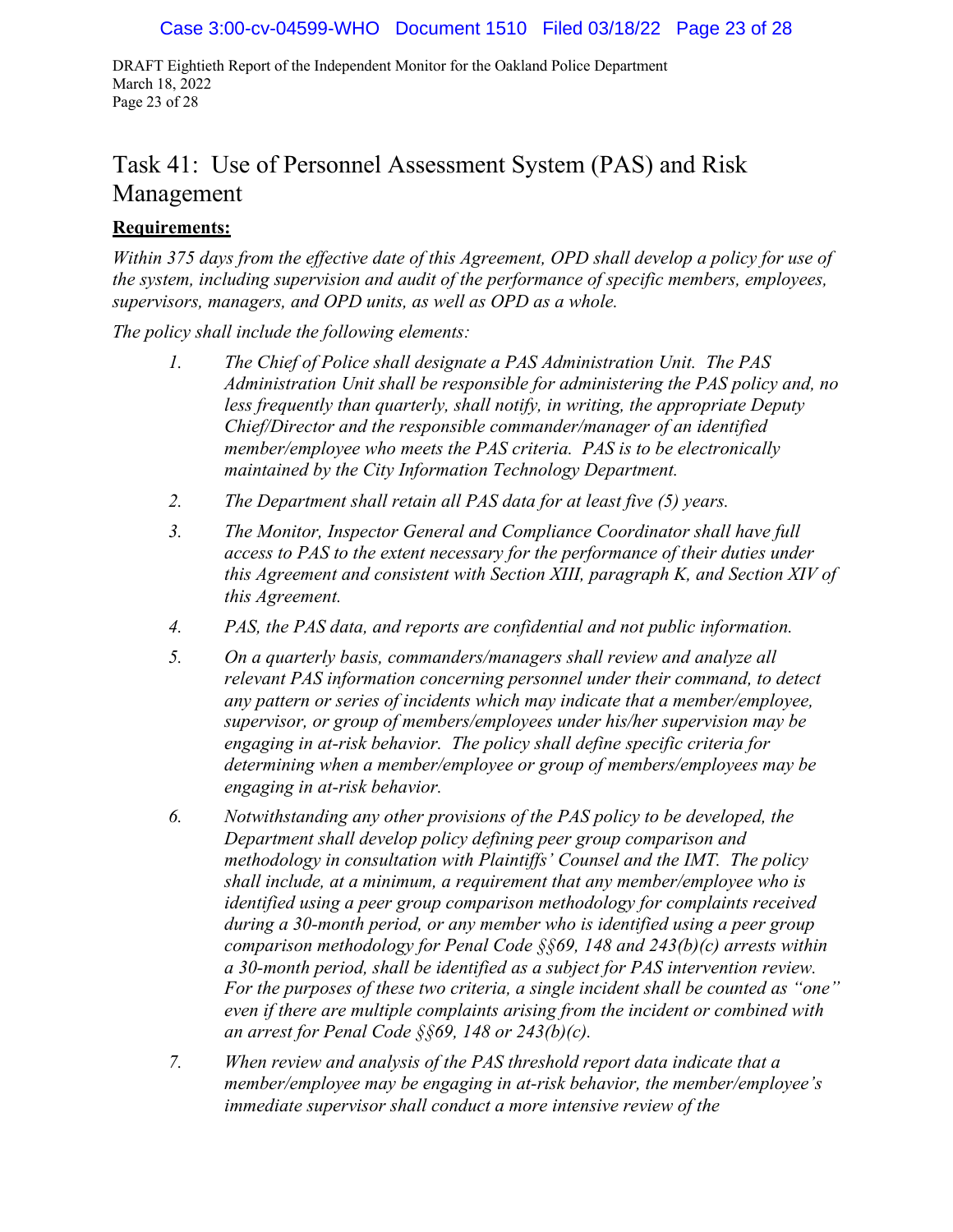# Task 41: Use of Personnel Assessment System (PAS) and Risk Management

**Requirements:**

*Within 375 days from the effective date of this Agreement, OPD shall develop a policy for use of the system, including supervision and audit of the performance of specific members, employees, supervisors, managers, and OPD units, as well as OPD as a whole.*

*The policy shall include the following elements:*

1. *The Chief of Police shall designate a PAS Administration Unit. The PAS Administration Unit shall be responsible for administering the PAS policy and, no less frequently than quarterly, shall notify, in writing, the appropriate Deputy Chief/Director and the responsible commander/manager of an identified member/employee who meets the PAS criteria. PAS is to be electronically maintained by the City Information Technology Department.*
2. *The Department shall retain all PAS data for at least five (5) years.*
3. *The Monitor, Inspector General and Compliance Coordinator shall have full access to PAS to the extent necessary for the performance of their duties under this Agreement and consistent with Section XIII, paragraph K, and Section XIV of this Agreement.*
4. *PAS, the PAS data, and reports are confidential and not public information.*
5. *On a quarterly basis, commanders/managers shall review and analyze all relevant PAS information concerning personnel under their command, to detect any pattern or series of incidents which may indicate that a member/employee, supervisor, or group of members/employees under his/her supervision may be engaging in at-risk behavior. The policy shall define specific criteria for determining when a member/employee or group of members/employees may be engaging in at-risk behavior.*
6. *Notwithstanding any other provisions of the PAS policy to be developed, the Department shall develop policy defining peer group comparison and methodology in consultation with Plaintiffs' Counsel and the IMT. The policy shall include, at a minimum, a requirement that any member/employee who is identified using a peer group comparison methodology for complaints received during a 30-month period, or any member who is identified using a peer group comparison methodology for Penal Code §§69, 148 and 243(b)(c) arrests within a 30-month period, shall be identified as a subject for PAS intervention review. For the purposes of these two criteria, a single incident shall be counted as "one" even if there are multiple complaints arising from the incident or combined with an arrest for Penal Code §§69, 148 or 243(b)(c).*
7. *When review and analysis of the PAS threshold report data indicate that a member/employee may be engaging in at-risk behavior, the member/employee's immediate supervisor shall conduct a more intensive review of the*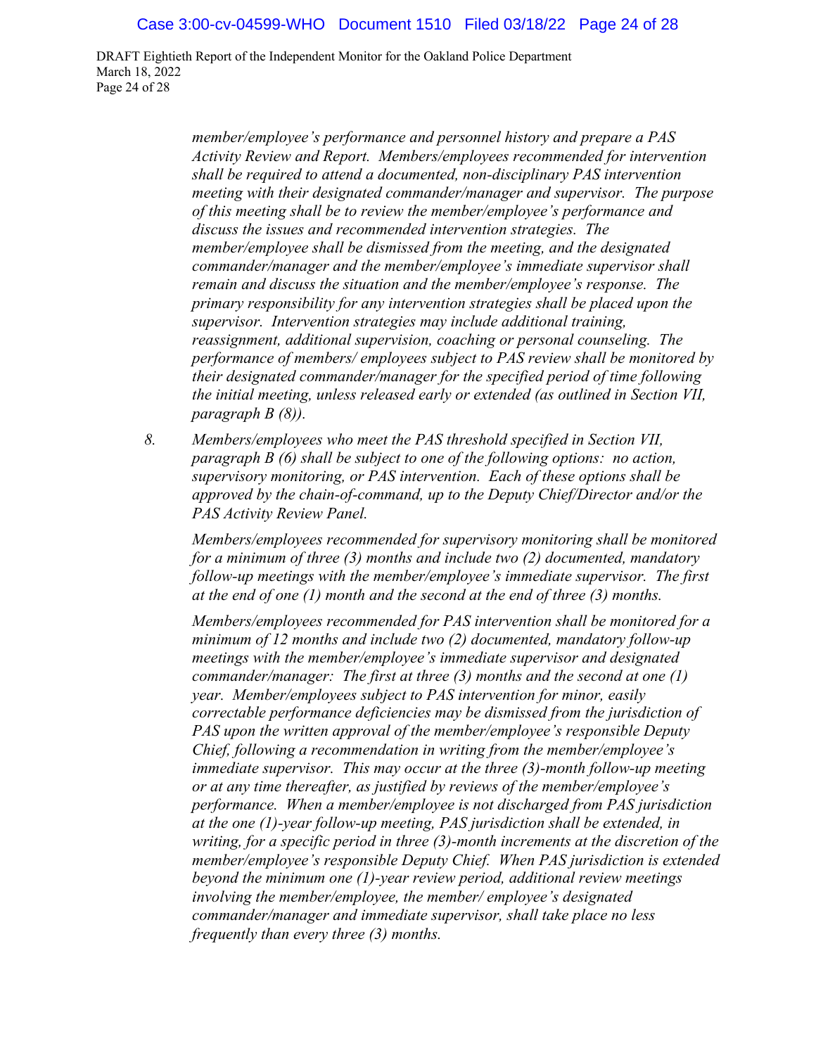*member/employee's performance and personnel history and prepare a PAS Activity Review and Report. Members/employees recommended for intervention shall be required to attend a documented, non-disciplinary PAS intervention meeting with their designated commander/manager and supervisor. The purpose of this meeting shall be to review the member/employee's performance and discuss the issues and recommended intervention strategies. The member/employee shall be dismissed from the meeting, and the designated commander/manager and the member/employee's immediate supervisor shall remain and discuss the situation and the member/employee's response. The primary responsibility for any intervention strategies shall be placed upon the supervisor. Intervention strategies may include additional training, reassignment, additional supervision, coaching or personal counseling. The performance of members/ employees subject to PAS review shall be monitored by their designated commander/manager for the specified period of time following the initial meeting, unless released early or extended (as outlined in Section VII, paragraph B (8)).*

8. *Members/employees who meet the PAS threshold specified in Section VII, paragraph B (6) shall be subject to one of the following options: no action, supervisory monitoring, or PAS intervention. Each of these options shall be approved by the chain-of-command, up to the Deputy Chief/Director and/or the PAS Activity Review Panel.*

   *Members/employees recommended for supervisory monitoring shall be monitored for a minimum of three (3) months and include two (2) documented, mandatory follow-up meetings with the member/employee's immediate supervisor. The first at the end of one (1) month and the second at the end of three (3) months.*

   *Members/employees recommended for PAS intervention shall be monitored for a minimum of 12 months and include two (2) documented, mandatory follow-up meetings with the member/employee's immediate supervisor and designated commander/manager: The first at three (3) months and the second at one (1) year. Member/employees subject to PAS intervention for minor, easily correctable performance deficiencies may be dismissed from the jurisdiction of PAS upon the written approval of the member/employee's responsible Deputy Chief, following a recommendation in writing from the member/employee's immediate supervisor. This may occur at the three (3)-month follow-up meeting or at any time thereafter, as justified by reviews of the member/employee's performance. When a member/employee is not discharged from PAS jurisdiction at the one (1)-year follow-up meeting, PAS jurisdiction shall be extended, in writing, for a specific period in three (3)-month increments at the discretion of the member/employee's responsible Deputy Chief. When PAS jurisdiction is extended beyond the minimum one (1)-year review period, additional review meetings involving the member/employee, the member/ employee's designated commander/manager and immediate supervisor, shall take place no less frequently than every three (3) months.*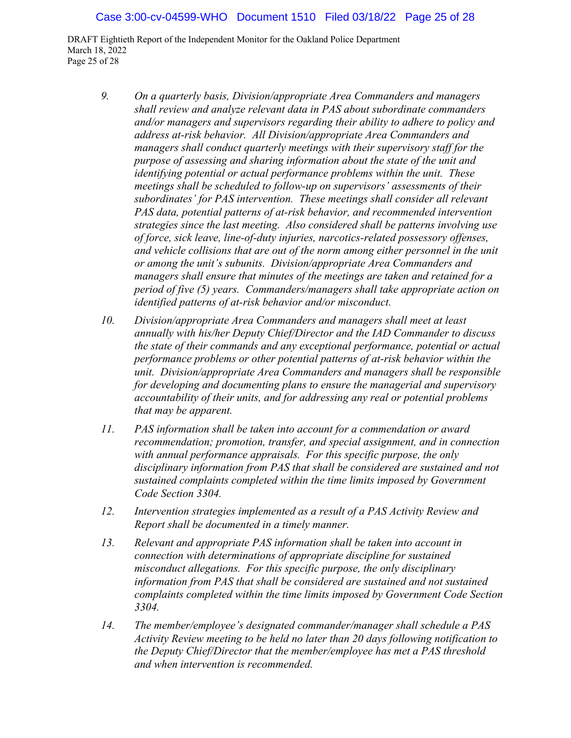9. *On a quarterly basis, Division/appropriate Area Commanders and managers shall review and analyze relevant data in PAS about subordinate commanders and/or managers and supervisors regarding their ability to adhere to policy and address at-risk behavior. All Division/appropriate Area Commanders and managers shall conduct quarterly meetings with their supervisory staff for the purpose of assessing and sharing information about the state of the unit and identifying potential or actual performance problems within the unit. These meetings shall be scheduled to follow-up on supervisors' assessments of their subordinates' for PAS intervention. These meetings shall consider all relevant PAS data, potential patterns of at-risk behavior, and recommended intervention strategies since the last meeting. Also considered shall be patterns involving use of force, sick leave, line-of-duty injuries, narcotics-related possessory offenses, and vehicle collisions that are out of the norm among either personnel in the unit or among the unit's subunits. Division/appropriate Area Commanders and managers shall ensure that minutes of the meetings are taken and retained for a period of five (5) years. Commanders/managers shall take appropriate action on identified patterns of at-risk behavior and/or misconduct.*

10. *Division/appropriate Area Commanders and managers shall meet at least annually with his/her Deputy Chief/Director and the IAD Commander to discuss the state of their commands and any exceptional performance, potential or actual performance problems or other potential patterns of at-risk behavior within the unit. Division/appropriate Area Commanders and managers shall be responsible for developing and documenting plans to ensure the managerial and supervisory accountability of their units, and for addressing any real or potential problems that may be apparent.*

11. *PAS information shall be taken into account for a commendation or award recommendation; promotion, transfer, and special assignment, and in connection with annual performance appraisals. For this specific purpose, the only disciplinary information from PAS that shall be considered are sustained and not sustained complaints completed within the time limits imposed by Government Code Section 3304.*

12. *Intervention strategies implemented as a result of a PAS Activity Review and Report shall be documented in a timely manner.*

13. *Relevant and appropriate PAS information shall be taken into account in connection with determinations of appropriate discipline for sustained misconduct allegations. For this specific purpose, the only disciplinary information from PAS that shall be considered are sustained and not sustained complaints completed within the time limits imposed by Government Code Section 3304.*

14. *The member/employee's designated commander/manager shall schedule a PAS Activity Review meeting to be held no later than 20 days following notification to the Deputy Chief/Director that the member/employee has met a PAS threshold and when intervention is recommended.*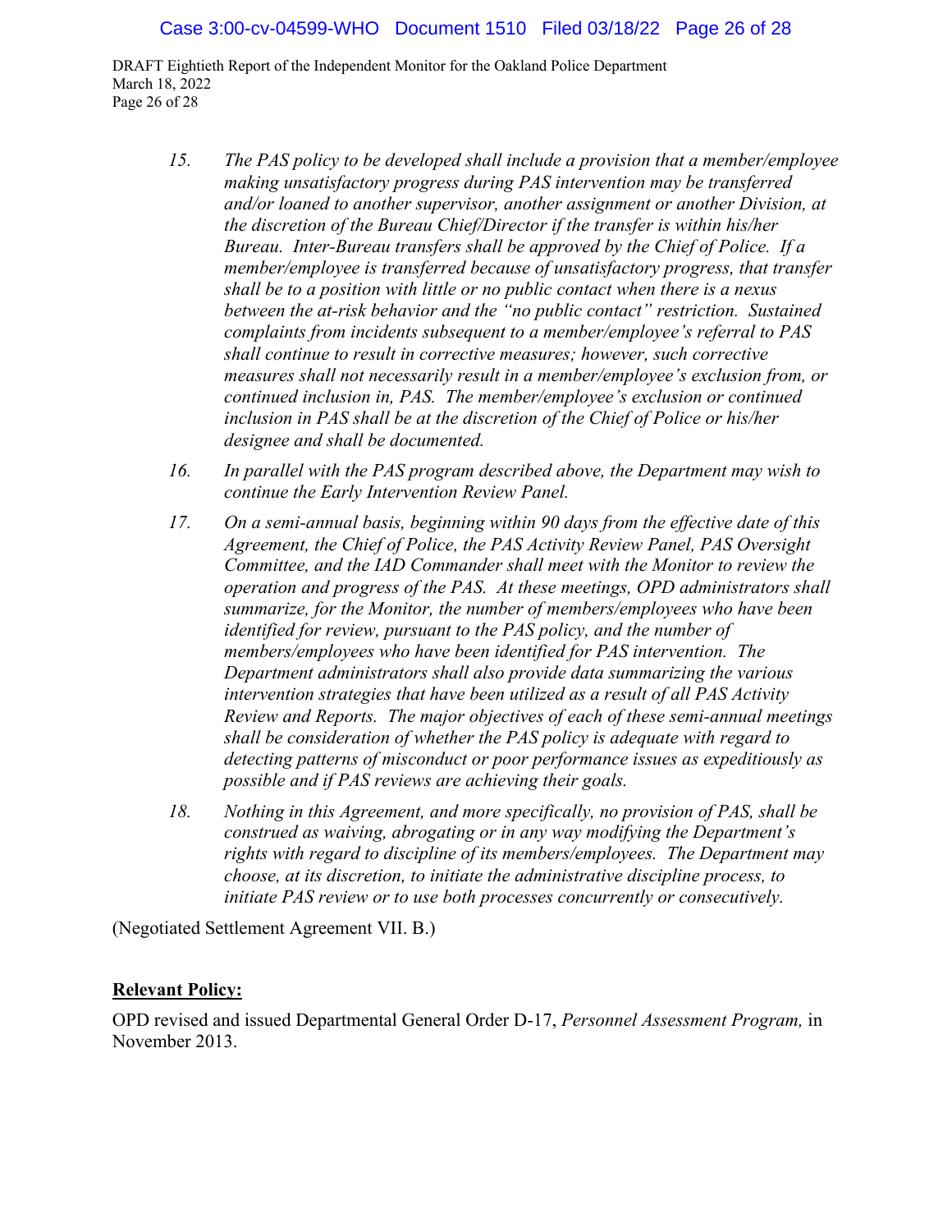15. *The PAS policy to be developed shall include a provision that a member/employee making unsatisfactory progress during PAS intervention may be transferred and/or loaned to another supervisor, another assignment or another Division, at the discretion of the Bureau Chief/Director if the transfer is within his/her Bureau. Inter-Bureau transfers shall be approved by the Chief of Police. If a member/employee is transferred because of unsatisfactory progress, that transfer shall be to a position with little or no public contact when there is a nexus between the at-risk behavior and the "no public contact" restriction. Sustained complaints from incidents subsequent to a member/employee's referral to PAS shall continue to result in corrective measures; however, such corrective measures shall not necessarily result in a member/employee's exclusion from, or continued inclusion in, PAS. The member/employee's exclusion or continued inclusion in PAS shall be at the discretion of the Chief of Police or his/her designee and shall be documented.*

16. *In parallel with the PAS program described above, the Department may wish to continue the Early Intervention Review Panel.*

17. *On a semi-annual basis, beginning within 90 days from the effective date of this Agreement, the Chief of Police, the PAS Activity Review Panel, PAS Oversight Committee, and the IAD Commander shall meet with the Monitor to review the operation and progress of the PAS. At these meetings, OPD administrators shall summarize, for the Monitor, the number of members/employees who have been identified for review, pursuant to the PAS policy, and the number of members/employees who have been identified for PAS intervention. The Department administrators shall also provide data summarizing the various intervention strategies that have been utilized as a result of all PAS Activity Review and Reports. The major objectives of each of these semi-annual meetings shall be consideration of whether the PAS policy is adequate with regard to detecting patterns of misconduct or poor performance issues as expeditiously as possible and if PAS reviews are achieving their goals.*

18. *Nothing in this Agreement, and more specifically, no provision of PAS, shall be construed as waiving, abrogating or in any way modifying the Department's rights with regard to discipline of its members/employees. The Department may choose, at its discretion, to initiate the administrative discipline process, to initiate PAS review or to use both processes concurrently or consecutively.*

(Negotiated Settlement Agreement VII. B.)

**Relevant Policy:**

OPD revised and issued Departmental General Order D-17, *Personnel Assessment Program,* in November 2013.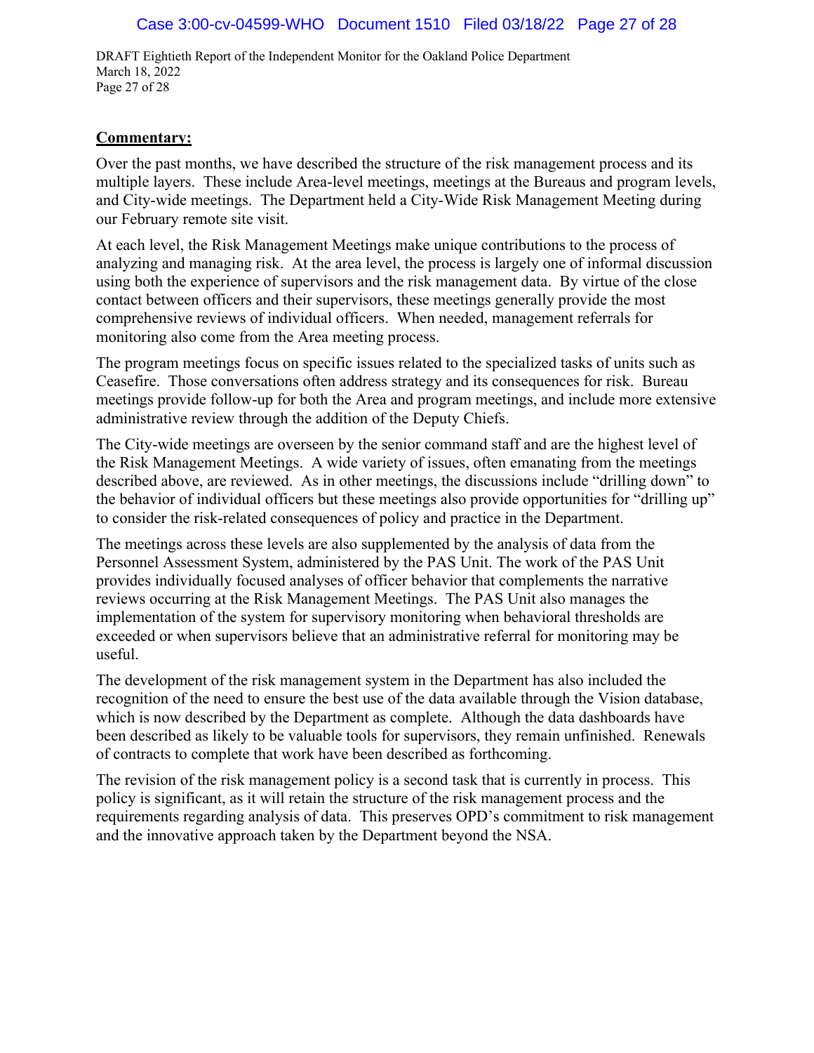**Commentary:**

Over the past months, we have described the structure of the risk management process and its multiple layers. These include Area-level meetings, meetings at the Bureaus and program levels, and City-wide meetings. The Department held a City-Wide Risk Management Meeting during our February remote site visit.

At each level, the Risk Management Meetings make unique contributions to the process of analyzing and managing risk. At the area level, the process is largely one of informal discussion using both the experience of supervisors and the risk management data. By virtue of the close contact between officers and their supervisors, these meetings generally provide the most comprehensive reviews of individual officers. When needed, management referrals for monitoring also come from the Area meeting process.

The program meetings focus on specific issues related to the specialized tasks of units such as Ceasefire. Those conversations often address strategy and its consequences for risk. Bureau meetings provide follow-up for both the Area and program meetings, and include more extensive administrative review through the addition of the Deputy Chiefs.

The City-wide meetings are overseen by the senior command staff and are the highest level of the Risk Management Meetings. A wide variety of issues, often emanating from the meetings described above, are reviewed. As in other meetings, the discussions include "drilling down" to the behavior of individual officers but these meetings also provide opportunities for "drilling up" to consider the risk-related consequences of policy and practice in the Department.

The meetings across these levels are also supplemented by the analysis of data from the Personnel Assessment System, administered by the PAS Unit. The work of the PAS Unit provides individually focused analyses of officer behavior that complements the narrative reviews occurring at the Risk Management Meetings. The PAS Unit also manages the implementation of the system for supervisory monitoring when behavioral thresholds are exceeded or when supervisors believe that an administrative referral for monitoring may be useful.

The development of the risk management system in the Department has also included the recognition of the need to ensure the best use of the data available through the Vision database, which is now described by the Department as complete. Although the data dashboards have been described as likely to be valuable tools for supervisors, they remain unfinished. Renewals of contracts to complete that work have been described as forthcoming.

The revision of the risk management policy is a second task that is currently in process. This policy is significant, as it will retain the structure of the risk management process and the requirements regarding analysis of data. This preserves OPD's commitment to risk management and the innovative approach taken by the Department beyond the NSA.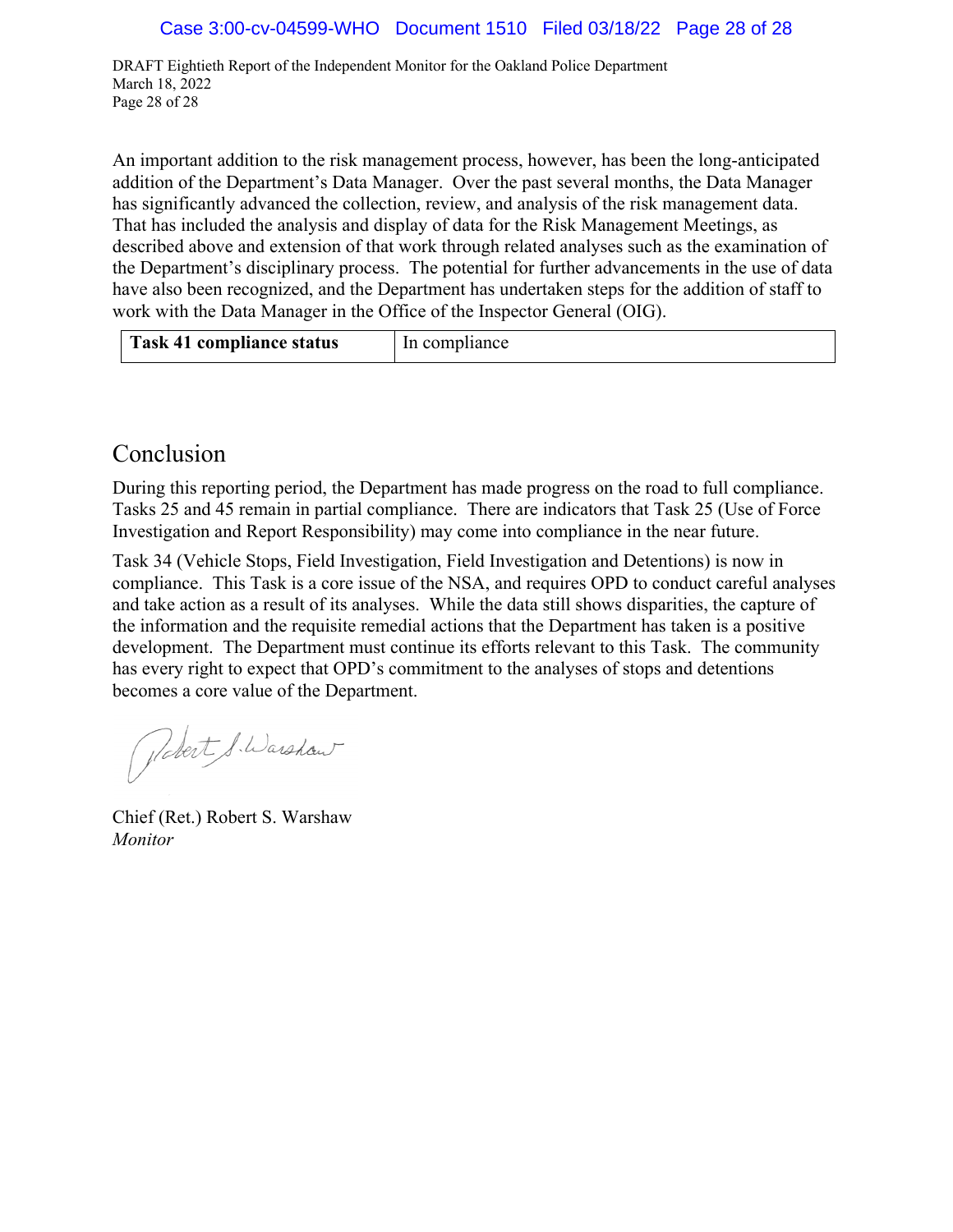An important addition to the risk management process, however, has been the long-anticipated addition of the Department's Data Manager. Over the past several months, the Data Manager has significantly advanced the collection, review, and analysis of the risk management data. That has included the analysis and display of data for the Risk Management Meetings, as described above and extension of that work through related analyses such as the examination of the Department's disciplinary process. The potential for further advancements in the use of data have also been recognized, and the Department has undertaken steps for the addition of staff to work with the Data Manager in the Office of the Inspector General (OIG).

| | |
|---|---|
| **Task 41 compliance status** | In compliance |

## Conclusion

During this reporting period, the Department has made progress on the road to full compliance. Tasks 25 and 45 remain in partial compliance. There are indicators that Task 25 (Use of Force Investigation and Report Responsibility) may come into compliance in the near future.

Task 34 (Vehicle Stops, Field Investigation, Field Investigation and Detentions) is now in compliance. This Task is a core issue of the NSA, and requires OPD to conduct careful analyses and take action as a result of its analyses. While the data still shows disparities, the capture of the information and the requisite remedial actions that the Department has taken is a positive development. The Department must continue its efforts relevant to this Task. The community has every right to expect that OPD's commitment to the analyses of stops and detentions becomes a core value of the Department.

Robert S. Warshaw

Chief (Ret.) Robert S. Warshaw
*Monitor*